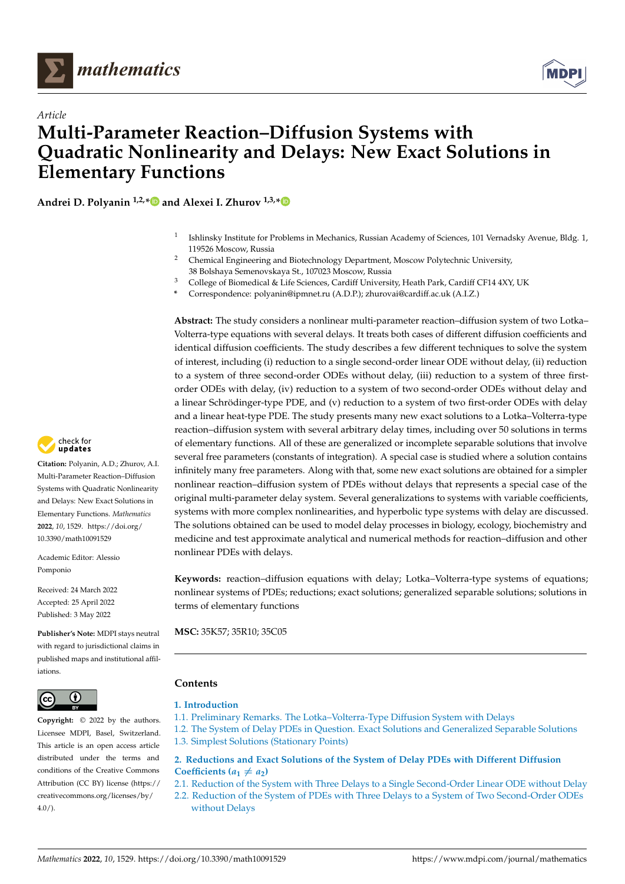Article

# Multi-Parameter Reaction–Diffusion Systems with Quadratic Nonlinearity and Delays: New Exact Solutions in Elementary Functions

**Andrei D. Polyanin [1,2,*] and Alexei I. Zhurov [1,3,*]**

[1] Ishlinsky Institute for Problems in Mechanics, Russian Academy of Sciences, 101 Vernadsky Avenue, Bldg. 1, 119526 Moscow, Russia

[2] Chemical Engineering and Biotechnology Department, Moscow Polytechnic University, 38 Bolshaya Semenovskaya St., 107023 Moscow, Russia

[3] College of Biomedical & Life Sciences, Cardiff University, Heath Park, Cardiff CF14 4XY, UK

[*] Correspondence: polyanin@ipmnet.ru (A.D.P.); zhurovai@cardiff.ac.uk (A.I.Z.)

**Abstract:** The study considers a nonlinear multi-parameter reaction–diffusion system of two Lotka–Volterra-type equations with several delays. It treats both cases of different diffusion coefficients and identical diffusion coefficients. The study describes a few different techniques to solve the system of interest, including (i) reduction to a single second-order linear ODE without delay, (ii) reduction to a system of three second-order ODEs without delay, (iii) reduction to a system of three first-order ODEs with delay, (iv) reduction to a system of two second-order ODEs without delay and a linear Schrödinger-type PDE, and (v) reduction to a system of two first-order ODEs with delay and a linear heat-type PDE. The study presents many new exact solutions to a Lotka–Volterra-type reaction–diffusion system with several arbitrary delay times, including over 50 solutions in terms of elementary functions. All of these are generalized or incomplete separable solutions that involve several free parameters (constants of integration). A special case is studied where a solution contains infinitely many free parameters. Along with that, some new exact solutions are obtained for a simpler nonlinear reaction–diffusion system of PDEs without delays that represents a special case of the original multi-parameter delay system. Several generalizations to systems with variable coefficients, systems with more complex nonlinearities, and hyperbolic type systems with delay are discussed. The solutions obtained can be used to model delay processes in biology, ecology, biochemistry and medicine and test approximate analytical and numerical methods for reaction–diffusion and other nonlinear PDEs with delays.

**Keywords:** reaction–diffusion equations with delay; Lotka–Volterra-type systems of equations; nonlinear systems of PDEs; reductions; exact solutions; generalized separable solutions; solutions in terms of elementary functions

**MSC:** 35K57; 35R10; 35C05

**Citation:** Polyanin, A.D.; Zhurov, A.I. Multi-Parameter Reaction–Diffusion Systems with Quadratic Nonlinearity and Delays: New Exact Solutions in Elementary Functions. *Mathematics* **2022**, *10*, 1529. https://doi.org/10.3390/math10091529

Academic Editor: Alessio Pomponio

Received: 24 March 2022
Accepted: 25 April 2022
Published: 3 May 2022

**Publisher's Note:** MDPI stays neutral with regard to jurisdictional claims in published maps and institutional affiliations.

**Copyright:** © 2022 by the authors. Licensee MDPI, Basel, Switzerland. This article is an open access article distributed under the terms and conditions of the Creative Commons Attribution (CC BY) license (https://creativecommons.org/licenses/by/4.0/).

## Contents

**1. Introduction**

1.1. Preliminary Remarks. The Lotka–Volterra-Type Diffusion System with Delays

1.2. The System of Delay PDEs in Question. Exact Solutions and Generalized Separable Solutions

1.3. Simplest Solutions (Stationary Points)

**2. Reductions and Exact Solutions of the System of Delay PDEs with Different Diffusion Coefficients ($a_1 \neq a_2$)**

2.1. Reduction of the System with Three Delays to a Single Second-Order Linear ODE without Delay

2.2. Reduction of the System of PDEs with Three Delays to a System of Two Second-Order ODEs without Delays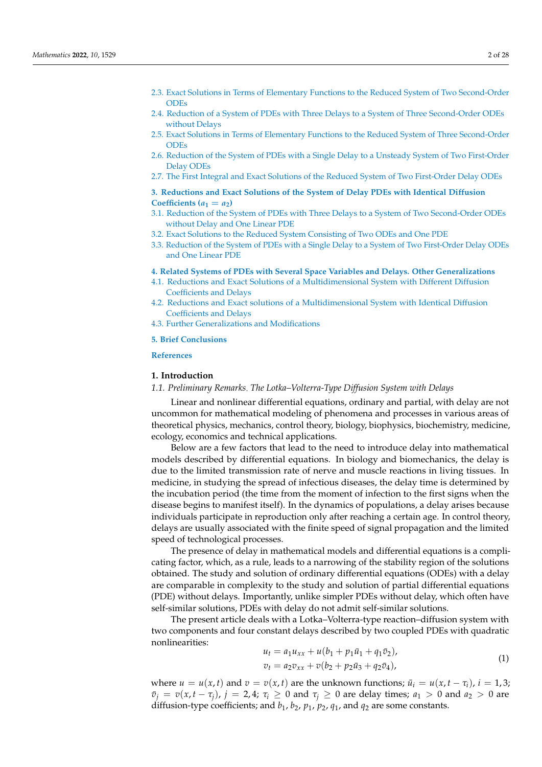2.3. Exact Solutions in Terms of Elementary Functions to the Reduced System of Two Second-Order ODEs
2.4. Reduction of a System of PDEs with Three Delays to a System of Three Second-Order ODEs without Delays
2.5. Exact Solutions in Terms of Elementary Functions to the Reduced System of Three Second-Order ODEs
2.6. Reduction of the System of PDEs with a Single Delay to a Unsteady System of Two First-Order Delay ODEs
2.7. The First Integral and Exact Solutions of the Reduced System of Two First-Order Delay ODEs

**3. Reductions and Exact Solutions of the System of Delay PDEs with Identical Diffusion Coefficients ($a_1 = a_2$)**
3.1. Reduction of the System of PDEs with Three Delays to a System of Two Second-Order ODEs without Delay and One Linear PDE
3.2. Exact Solutions to the Reduced System Consisting of Two ODEs and One PDE
3.3. Reduction of the System of PDEs with a Single Delay to a System of Two First-Order Delay ODEs and One Linear PDE

**4. Related Systems of PDEs with Several Space Variables and Delays. Other Generalizations**
4.1. Reductions and Exact Solutions of a Multidimensional System with Different Diffusion Coefficients and Delays
4.2. Reductions and Exact solutions of a Multidimensional System with Identical Diffusion Coefficients and Delays
4.3. Further Generalizations and Modifications

**5. Brief Conclusions**

**References**

## 1. Introduction

### *1.1. Preliminary Remarks. The Lotka–Volterra-Type Diffusion System with Delays*

Linear and nonlinear differential equations, ordinary and partial, with delay are not uncommon for mathematical modeling of phenomena and processes in various areas of theoretical physics, mechanics, control theory, biology, biophysics, biochemistry, medicine, ecology, economics and technical applications.

Below are a few factors that lead to the need to introduce delay into mathematical models described by differential equations. In biology and biomechanics, the delay is due to the limited transmission rate of nerve and muscle reactions in living tissues. In medicine, in studying the spread of infectious diseases, the delay time is determined by the incubation period (the time from the moment of infection to the first signs when the disease begins to manifest itself). In the dynamics of populations, a delay arises because individuals participate in reproduction only after reaching a certain age. In control theory, delays are usually associated with the finite speed of signal propagation and the limited speed of technological processes.

The presence of delay in mathematical models and differential equations is a complicating factor, which, as a rule, leads to a narrowing of the stability region of the solutions obtained. The study and solution of ordinary differential equations (ODEs) with a delay are comparable in complexity to the study and solution of partial differential equations (PDE) without delays. Importantly, unlike simpler PDEs without delay, which often have self-similar solutions, PDEs with delay do not admit self-similar solutions.

The present article deals with a Lotka–Volterra-type reaction–diffusion system with two components and four constant delays described by two coupled PDEs with quadratic nonlinearities:

$$
\begin{aligned}
u_t &= a_1 u_{xx} + u(b_1 + p_1 \bar{u}_1 + q_1 \bar{v}_2), \\
v_t &= a_2 v_{xx} + v(b_2 + p_2 \bar{u}_3 + q_2 \bar{v}_4),
\end{aligned}
\tag{1}
$$

where $u = u(x,t)$ and $v = v(x,t)$ are the unknown functions; $\bar{u}_i = u(x, t - \tau_i)$, $i = 1, 3$; $\bar{v}_j = v(x, t - \tau_j)$, $j = 2, 4$; $\tau_i \geq 0$ and $\tau_j \geq 0$ are delay times; $a_1 > 0$ and $a_2 > 0$ are diffusion-type coefficients; and $b_1$, $b_2$, $p_1$, $p_2$, $q_1$, and $q_2$ are some constants.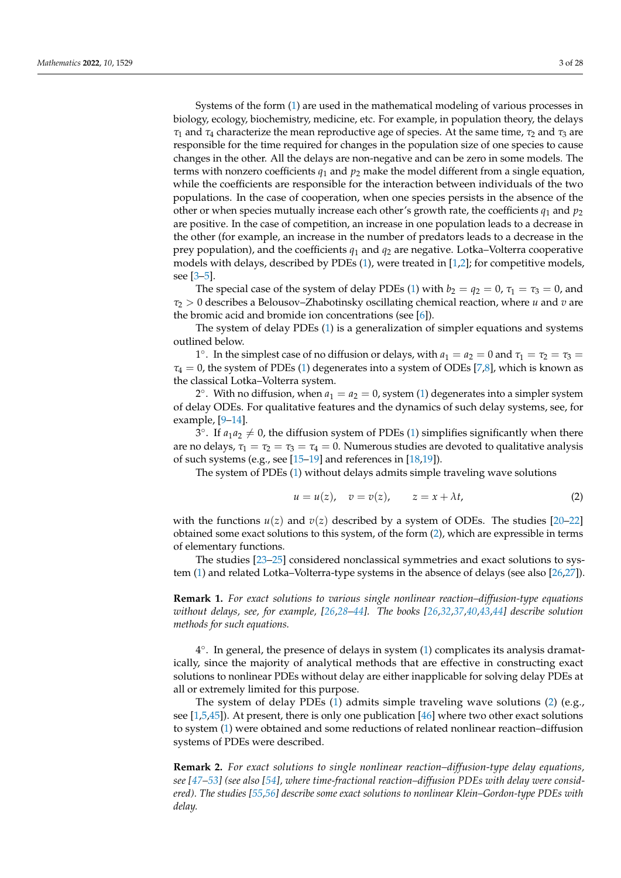Systems of the form (1) are used in the mathematical modeling of various processes in biology, ecology, biochemistry, medicine, etc. For example, in population theory, the delays $\tau_1$ and $\tau_4$ characterize the mean reproductive age of species. At the same time, $\tau_2$ and $\tau_3$ are responsible for the time required for changes in the population size of one species to cause changes in the other. All the delays are non-negative and can be zero in some models. The terms with nonzero coefficients $q_1$ and $p_2$ make the model different from a single equation, while the coefficients are responsible for the interaction between individuals of the two populations. In the case of cooperation, when one species persists in the absence of the other or when species mutually increase each other's growth rate, the coefficients $q_1$ and $p_2$ are positive. In the case of competition, an increase in one population leads to a decrease in the other (for example, an increase in the number of predators leads to a decrease in the prey population), and the coefficients $q_1$ and $q_2$ are negative. Lotka–Volterra cooperative models with delays, described by PDEs (1), were treated in [1,2]; for competitive models, see [3–5].

The special case of the system of delay PDEs (1) with $b_2 = q_2 = 0$, $\tau_1 = \tau_3 = 0$, and $\tau_2 > 0$ describes a Belousov–Zhabotinsky oscillating chemical reaction, where $u$ and $v$ are the bromic acid and bromide ion concentrations (see [6]).

The system of delay PDEs (1) is a generalization of simpler equations and systems outlined below.

$1^\circ$. In the simplest case of no diffusion or delays, with $a_1 = a_2 = 0$ and $\tau_1 = \tau_2 = \tau_3 = \tau_4 = 0$, the system of PDEs (1) degenerates into a system of ODEs [7,8], which is known as the classical Lotka–Volterra system.

$2^\circ$. With no diffusion, when $a_1 = a_2 = 0$, system (1) degenerates into a simpler system of delay ODEs. For qualitative features and the dynamics of such delay systems, see, for example, [9–14].

$3^\circ$. If $a_1 a_2 \neq 0$, the diffusion system of PDEs (1) simplifies significantly when there are no delays, $\tau_1 = \tau_2 = \tau_3 = \tau_4 = 0$. Numerous studies are devoted to qualitative analysis of such systems (e.g., see [15–19] and references in [18,19]).

The system of PDEs (1) without delays admits simple traveling wave solutions

$$u = u(z), \quad v = v(z), \qquad z = x + \lambda t, \tag{2}$$

with the functions $u(z)$ and $v(z)$ described by a system of ODEs. The studies [20–22] obtained some exact solutions to this system, of the form (2), which are expressible in terms of elementary functions.

The studies [23–25] considered nonclassical symmetries and exact solutions to system (1) and related Lotka–Volterra-type systems in the absence of delays (see also [26,27]).

**Remark 1.** *For exact solutions to various single nonlinear reaction–diffusion-type equations without delays, see, for example, [26,28–44]. The books [26,32,37,40,43,44] describe solution methods for such equations.*

$4^\circ$. In general, the presence of delays in system (1) complicates its analysis dramatically, since the majority of analytical methods that are effective in constructing exact solutions to nonlinear PDEs without delay are either inapplicable for solving delay PDEs at all or extremely limited for this purpose.

The system of delay PDEs (1) admits simple traveling wave solutions (2) (e.g., see [1,5,45]). At present, there is only one publication [46] where two other exact solutions to system (1) were obtained and some reductions of related nonlinear reaction–diffusion systems of PDEs were described.

**Remark 2.** *For exact solutions to single nonlinear reaction–diffusion-type delay equations, see [47–53] (see also [54], where time-fractional reaction–diffusion PDEs with delay were considered). The studies [55,56] describe some exact solutions to nonlinear Klein–Gordon-type PDEs with delay.*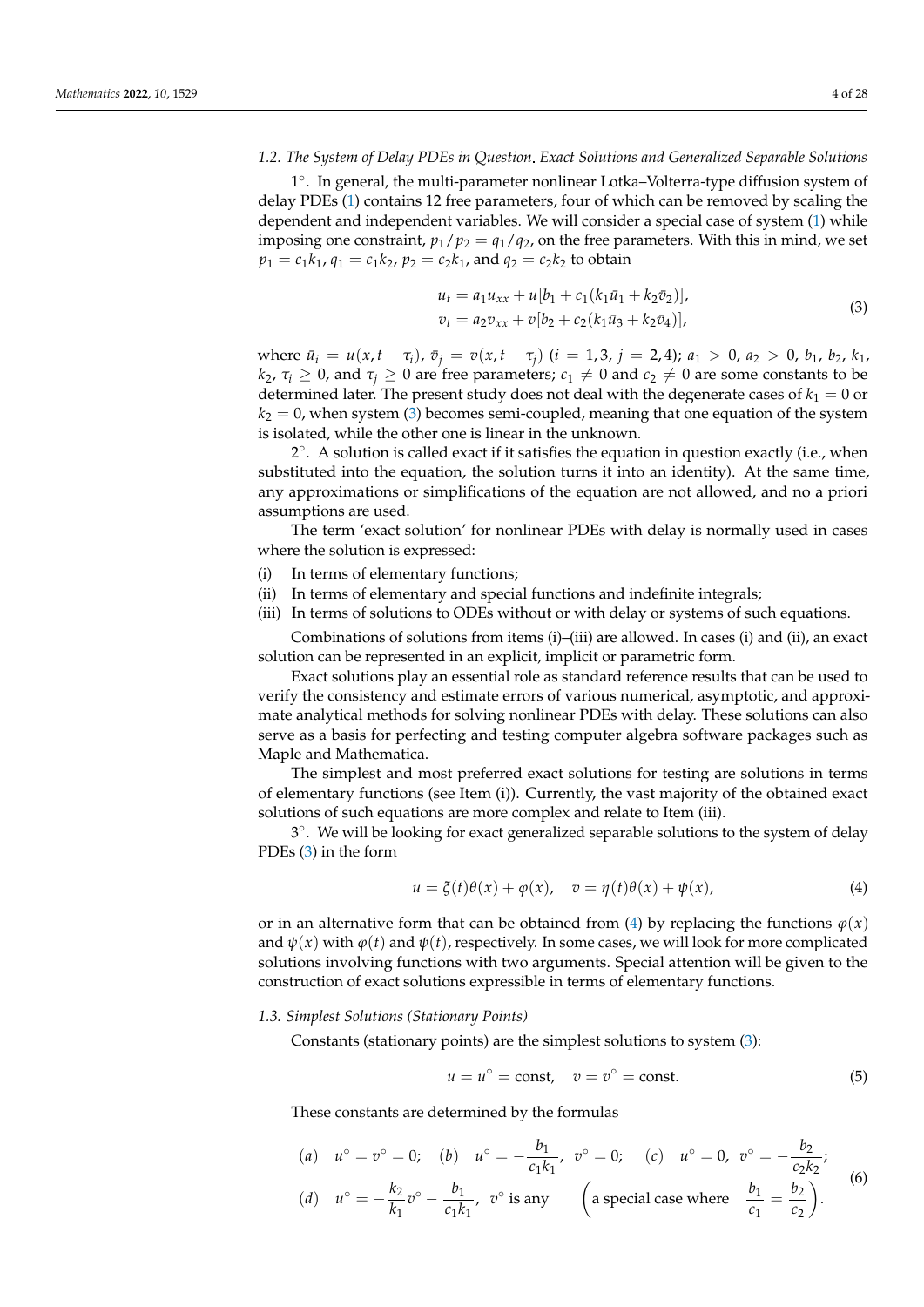### 1.2. The System of Delay PDEs in Question. Exact Solutions and Generalized Separable Solutions

$1^\circ$. In general, the multi-parameter nonlinear Lotka–Volterra-type diffusion system of delay PDEs (1) contains 12 free parameters, four of which can be removed by scaling the dependent and independent variables. We will consider a special case of system (1) while imposing one constraint, $p_1/p_2 = q_1/q_2$, on the free parameters. With this in mind, we set $p_1 = c_1k_1$, $q_1 = c_1k_2$, $p_2 = c_2k_1$, and $q_2 = c_2k_2$ to obtain

$$
\begin{aligned}
u_t &= a_1u_{xx} + u[b_1 + c_1(k_1\bar{u}_1 + k_2\bar{v}_2)],\\
v_t &= a_2v_{xx} + v[b_2 + c_2(k_1\bar{u}_3 + k_2\bar{v}_4)],
\end{aligned}
\tag{3}
$$

where $\bar{u}_i = u(x, t - \tau_i)$, $\bar{v}_j = v(x, t - \tau_j)$ $(i = 1, 3,\ j = 2, 4)$; $a_1 > 0$, $a_2 > 0$, $b_1$, $b_2$, $k_1$, $k_2$, $\tau_i \geq 0$, and $\tau_j \geq 0$ are free parameters; $c_1 \neq 0$ and $c_2 \neq 0$ are some constants to be determined later. The present study does not deal with the degenerate cases of $k_1 = 0$ or $k_2 = 0$, when system (3) becomes semi-coupled, meaning that one equation of the system is isolated, while the other one is linear in the unknown.

$2^\circ$. A solution is called exact if it satisfies the equation in question exactly (i.e., when substituted into the equation, the solution turns it into an identity). At the same time, any approximations or simplifications of the equation are not allowed, and no a priori assumptions are used.

The term 'exact solution' for nonlinear PDEs with delay is normally used in cases where the solution is expressed:

(i) In terms of elementary functions;
(ii) In terms of elementary and special functions and indefinite integrals;
(iii) In terms of solutions to ODEs without or with delay or systems of such equations.

Combinations of solutions from items (i)–(iii) are allowed. In cases (i) and (ii), an exact solution can be represented in an explicit, implicit or parametric form.

Exact solutions play an essential role as standard reference results that can be used to verify the consistency and estimate errors of various numerical, asymptotic, and approximate analytical methods for solving nonlinear PDEs with delay. These solutions can also serve as a basis for perfecting and testing computer algebra software packages such as Maple and Mathematica.

The simplest and most preferred exact solutions for testing are solutions in terms of elementary functions (see Item (i)). Currently, the vast majority of the obtained exact solutions of such equations are more complex and relate to Item (iii).

$3^\circ$. We will be looking for exact generalized separable solutions to the system of delay PDEs (3) in the form

$$
u = \xi(t)\theta(x) + \varphi(x), \quad v = \eta(t)\theta(x) + \psi(x),
\tag{4}
$$

or in an alternative form that can be obtained from (4) by replacing the functions $\varphi(x)$ and $\psi(x)$ with $\varphi(t)$ and $\psi(t)$, respectively. In some cases, we will look for more complicated solutions involving functions with two arguments. Special attention will be given to the construction of exact solutions expressible in terms of elementary functions.

### 1.3. Simplest Solutions (Stationary Points)

Constants (stationary points) are the simplest solutions to system (3):

$$
u = u^\circ = \text{const}, \quad v = v^\circ = \text{const}.
\tag{5}
$$

These constants are determined by the formulas

$$
\begin{aligned}
&(a) \quad u^\circ = v^\circ = 0; \quad (b) \quad u^\circ = -\frac{b_1}{c_1k_1},\ v^\circ = 0; \quad (c) \quad u^\circ = 0,\ v^\circ = -\frac{b_2}{c_2k_2};\\
&(d) \quad u^\circ = -\frac{k_2}{k_1}v^\circ - \frac{b_1}{c_1k_1},\ v^\circ \text{ is any} \qquad \left(\text{a special case where} \quad \frac{b_1}{c_1} = \frac{b_2}{c_2}\right).
\end{aligned}
\tag{6}
$$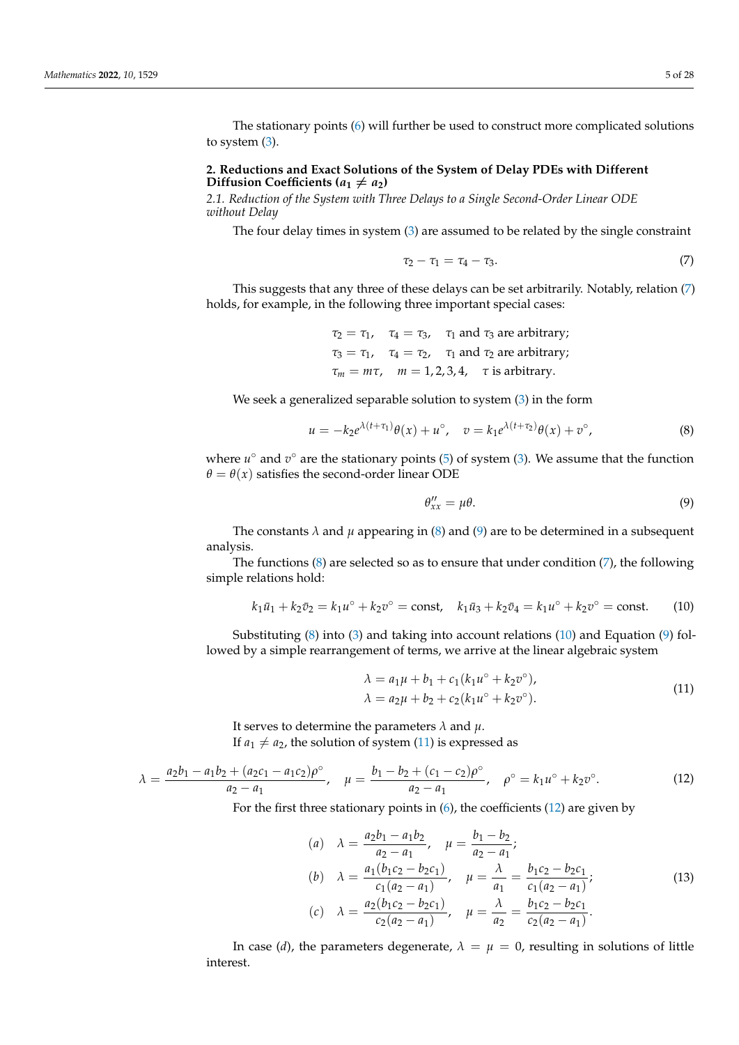The stationary points (6) will further be used to construct more complicated solutions to system (3).

## 2. Reductions and Exact Solutions of the System of Delay PDEs with Different Diffusion Coefficients ($a_1 \neq a_2$)

### *2.1. Reduction of the System with Three Delays to a Single Second-Order Linear ODE without Delay*

The four delay times in system (3) are assumed to be related by the single constraint

$$\tau_2 - \tau_1 = \tau_4 - \tau_3. \tag{7}$$

This suggests that any three of these delays can be set arbitrarily. Notably, relation (7) holds, for example, in the following three important special cases:

$$\begin{aligned}
&\tau_2 = \tau_1, \quad \tau_4 = \tau_3, \quad \tau_1 \text{ and } \tau_3 \text{ are arbitrary;}\\
&\tau_3 = \tau_1, \quad \tau_4 = \tau_2, \quad \tau_1 \text{ and } \tau_2 \text{ are arbitrary;}\\
&\tau_m = m\tau, \quad m = 1,2,3,4, \quad \tau \text{ is arbitrary.}
\end{aligned}$$

We seek a generalized separable solution to system (3) in the form

$$u = -k_2 e^{\lambda(t+\tau_1)}\theta(x) + u^\circ, \quad v = k_1 e^{\lambda(t+\tau_2)}\theta(x) + v^\circ, \tag{8}$$

where $u^\circ$ and $v^\circ$ are the stationary points (5) of system (3). We assume that the function $\theta = \theta(x)$ satisfies the second-order linear ODE

$$\theta''_{xx} = \mu\theta. \tag{9}$$

The constants $\lambda$ and $\mu$ appearing in (8) and (9) are to be determined in a subsequent analysis.

The functions (8) are selected so as to ensure that under condition (7), the following simple relations hold:

$$k_1\bar{u}_1 + k_2\bar{v}_2 = k_1u^\circ + k_2v^\circ = \text{const}, \quad k_1\bar{u}_3 + k_2\bar{v}_4 = k_1u^\circ + k_2v^\circ = \text{const}. \tag{10}$$

Substituting (8) into (3) and taking into account relations (10) and Equation (9) followed by a simple rearrangement of terms, we arrive at the linear algebraic system

$$\begin{aligned}
\lambda &= a_1\mu + b_1 + c_1(k_1u^\circ + k_2v^\circ),\\
\lambda &= a_2\mu + b_2 + c_2(k_1u^\circ + k_2v^\circ).
\end{aligned} \tag{11}$$

It serves to determine the parameters $\lambda$ and $\mu$.

If $a_1 \neq a_2$, the solution of system (11) is expressed as

$$\lambda = \frac{a_2b_1 - a_1b_2 + (a_2c_1 - a_1c_2)\rho^\circ}{a_2 - a_1}, \quad \mu = \frac{b_1 - b_2 + (c_1 - c_2)\rho^\circ}{a_2 - a_1}, \quad \rho^\circ = k_1u^\circ + k_2v^\circ. \tag{12}$$

For the first three stationary points in (6), the coefficients (12) are given by

$$\begin{aligned}
&(a) \quad \lambda = \frac{a_2b_1 - a_1b_2}{a_2 - a_1}, \quad \mu = \frac{b_1 - b_2}{a_2 - a_1};\\
&(b) \quad \lambda = \frac{a_1(b_1c_2 - b_2c_1)}{c_1(a_2 - a_1)}, \quad \mu = \frac{\lambda}{a_1} = \frac{b_1c_2 - b_2c_1}{c_1(a_2 - a_1)};\\
&(c) \quad \lambda = \frac{a_2(b_1c_2 - b_2c_1)}{c_2(a_2 - a_1)}, \quad \mu = \frac{\lambda}{a_2} = \frac{b_1c_2 - b_2c_1}{c_2(a_2 - a_1)}.
\end{aligned} \tag{13}$$

In case $(d)$, the parameters degenerate, $\lambda = \mu = 0$, resulting in solutions of little interest.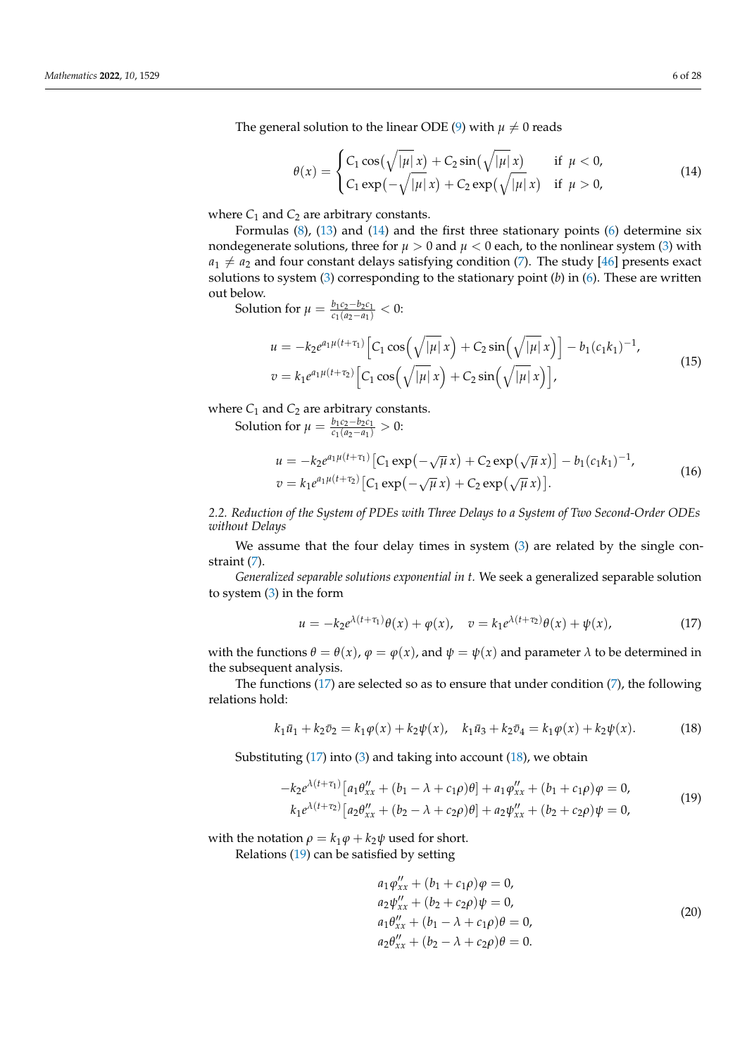The general solution to the linear ODE (9) with $\mu \neq 0$ reads

$$\theta(x) = \begin{cases} C_1 \cos\bigl(\sqrt{|\mu|}\,x\bigr) + C_2 \sin\bigl(\sqrt{|\mu|}\,x\bigr) & \text{if } \mu < 0, \\ C_1 \exp\bigl(-\sqrt{|\mu|}\,x\bigr) + C_2 \exp\bigl(\sqrt{|\mu|}\,x\bigr) & \text{if } \mu > 0, \end{cases} \tag{14}$$

where $C_1$ and $C_2$ are arbitrary constants.

Formulas (8), (13) and (14) and the first three stationary points (6) determine six nondegenerate solutions, three for $\mu > 0$ and $\mu < 0$ each, to the nonlinear system (3) with $a_1 \neq a_2$ and four constant delays satisfying condition (7). The study [46] presents exact solutions to system (3) corresponding to the stationary point (*b*) in (6). These are written out below.

Solution for $\mu = \frac{b_1 c_2 - b_2 c_1}{c_1(a_2 - a_1)} < 0$:

$$\begin{aligned} u &= -k_2 e^{a_1 \mu (t+\tau_1)} \Bigl[ C_1 \cos\Bigl(\sqrt{|\mu|}\,x\Bigr) + C_2 \sin\Bigl(\sqrt{|\mu|}\,x\Bigr) \Bigr] - b_1 (c_1 k_1)^{-1}, \\ v &= k_1 e^{a_1 \mu (t+\tau_2)} \Bigl[ C_1 \cos\Bigl(\sqrt{|\mu|}\,x\Bigr) + C_2 \sin\Bigl(\sqrt{|\mu|}\,x\Bigr) \Bigr], \end{aligned} \tag{15}$$

where $C_1$ and $C_2$ are arbitrary constants.

Solution for $\mu = \frac{b_1 c_2 - b_2 c_1}{c_1(a_2 - a_1)} > 0$:

$$\begin{aligned} u &= -k_2 e^{a_1 \mu (t+\tau_1)} \bigl[ C_1 \exp\bigl(-\sqrt{\mu}\,x\bigr) + C_2 \exp\bigl(\sqrt{\mu}\,x\bigr) \bigr] - b_1 (c_1 k_1)^{-1}, \\ v &= k_1 e^{a_1 \mu (t+\tau_2)} \bigl[ C_1 \exp\bigl(-\sqrt{\mu}\,x\bigr) + C_2 \exp\bigl(\sqrt{\mu}\,x\bigr) \bigr]. \end{aligned} \tag{16}$$

### *2.2. Reduction of the System of PDEs with Three Delays to a System of Two Second-Order ODEs without Delays*

We assume that the four delay times in system (3) are related by the single constraint (7).

*Generalized separable solutions exponential in t.* We seek a generalized separable solution to system (3) in the form

$$u = -k_2 e^{\lambda(t+\tau_1)} \theta(x) + \varphi(x), \quad v = k_1 e^{\lambda(t+\tau_2)} \theta(x) + \psi(x), \tag{17}$$

with the functions $\theta = \theta(x)$, $\varphi = \varphi(x)$, and $\psi = \psi(x)$ and parameter $\lambda$ to be determined in the subsequent analysis.

The functions (17) are selected so as to ensure that under condition (7), the following relations hold:

$$k_1 \bar{u}_1 + k_2 \bar{v}_2 = k_1 \varphi(x) + k_2 \psi(x), \quad k_1 \bar{u}_3 + k_2 \bar{v}_4 = k_1 \varphi(x) + k_2 \psi(x). \tag{18}$$

Substituting (17) into (3) and taking into account (18), we obtain

$$\begin{aligned} -k_2 e^{\lambda(t+\tau_1)} \bigl[ a_1 \theta''_{xx} + (b_1 - \lambda + c_1 \rho)\theta \bigr] + a_1 \varphi''_{xx} + (b_1 + c_1 \rho)\varphi = 0, \\ k_1 e^{\lambda(t+\tau_2)} \bigl[ a_2 \theta''_{xx} + (b_2 - \lambda + c_2 \rho)\theta \bigr] + a_2 \psi''_{xx} + (b_2 + c_2 \rho)\psi = 0, \end{aligned} \tag{19}$$

with the notation $\rho = k_1 \varphi + k_2 \psi$ used for short.

Relations (19) can be satisfied by setting

$$\begin{aligned} &a_1 \varphi''_{xx} + (b_1 + c_1 \rho)\varphi = 0, \\ &a_2 \psi''_{xx} + (b_2 + c_2 \rho)\psi = 0, \\ &a_1 \theta''_{xx} + (b_1 - \lambda + c_1 \rho)\theta = 0, \\ &a_2 \theta''_{xx} + (b_2 - \lambda + c_2 \rho)\theta = 0. \end{aligned} \tag{20}$$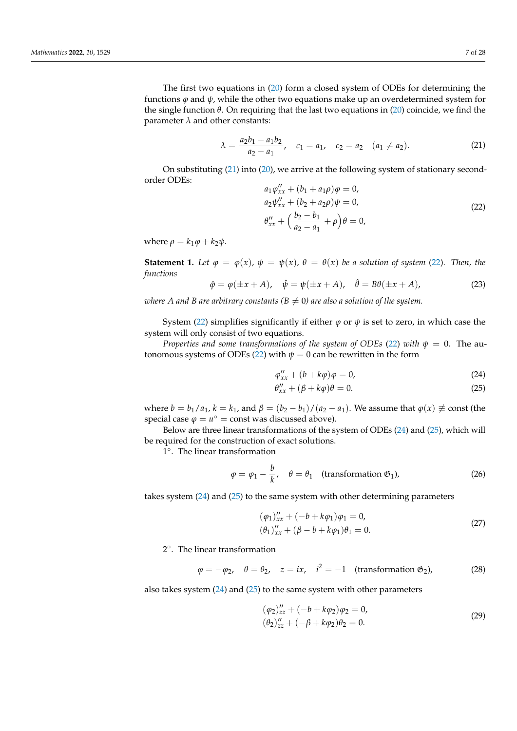The first two equations in (20) form a closed system of ODEs for determining the functions $\varphi$ and $\psi$, while the other two equations make up an overdetermined system for the single function $\theta$. On requiring that the last two equations in (20) coincide, we find the parameter $\lambda$ and other constants:

$$\lambda = \frac{a_2 b_1 - a_1 b_2}{a_2 - a_1}, \quad c_1 = a_1, \quad c_2 = a_2 \quad (a_1 \neq a_2). \tag{21}$$

On substituting (21) into (20), we arrive at the following system of stationary second-order ODEs:

$$\begin{aligned}
&a_1 \varphi''_{xx} + (b_1 + a_1 \rho)\varphi = 0, \\
&a_2 \psi''_{xx} + (b_2 + a_2 \rho)\psi = 0, \\
&\theta''_{xx} + \Big(\frac{b_2 - b_1}{a_2 - a_1} + \rho\Big)\theta = 0,
\end{aligned} \tag{22}$$

where $\rho = k_1 \varphi + k_2 \psi$.

**Statement 1.** *Let $\varphi = \varphi(x)$, $\psi = \psi(x)$, $\theta = \theta(x)$ be a solution of system (22). Then, the functions*

$$\hat{\varphi} = \varphi(\pm x + A), \quad \hat{\psi} = \psi(\pm x + A), \quad \hat{\theta} = B\theta(\pm x + A), \tag{23}$$

*where $A$ and $B$ are arbitrary constants ($B \neq 0$) are also a solution of the system.*

System (22) simplifies significantly if either $\varphi$ or $\psi$ is set to zero, in which case the system will only consist of two equations.

*Properties and some transformations of the system of ODEs (22) with $\psi = 0$.* The autonomous systems of ODEs (22) with $\psi = 0$ can be rewritten in the form

$$\varphi''_{xx} + (b + k\varphi)\varphi = 0, \tag{24}$$

$$\theta''_{xx} + (\beta + k\varphi)\theta = 0. \tag{25}$$

where $b = b_1/a_1$, $k = k_1$, and $\beta = (b_2 - b_1)/(a_2 - a_1)$. We assume that $\varphi(x) \not\equiv \text{const}$ (the special case $\varphi = u^\circ = \text{const}$ was discussed above).

Below are three linear transformations of the system of ODEs (24) and (25), which will be required for the construction of exact solutions.

$1^\circ$. The linear transformation

$$\varphi = \varphi_1 - \frac{b}{k}, \quad \theta = \theta_1 \quad (\text{transformation } \mathfrak{G}_1), \tag{26}$$

takes system (24) and (25) to the same system with other determining parameters

$$\begin{aligned}
&(\varphi_1)''_{xx} + (-b + k\varphi_1)\varphi_1 = 0, \\
&(\theta_1)''_{xx} + (\beta - b + k\varphi_1)\theta_1 = 0.
\end{aligned} \tag{27}$$

$2^\circ$. The linear transformation

$$\varphi = -\varphi_2, \quad \theta = \theta_2, \quad z = ix, \quad i^2 = -1 \quad (\text{transformation } \mathfrak{G}_2), \tag{28}$$

also takes system (24) and (25) to the same system with other parameters

$$\begin{aligned}
&(\varphi_2)''_{zz} + (-b + k\varphi_2)\varphi_2 = 0, \\
&(\theta_2)''_{zz} + (-\beta + k\varphi_2)\theta_2 = 0.
\end{aligned} \tag{29}$$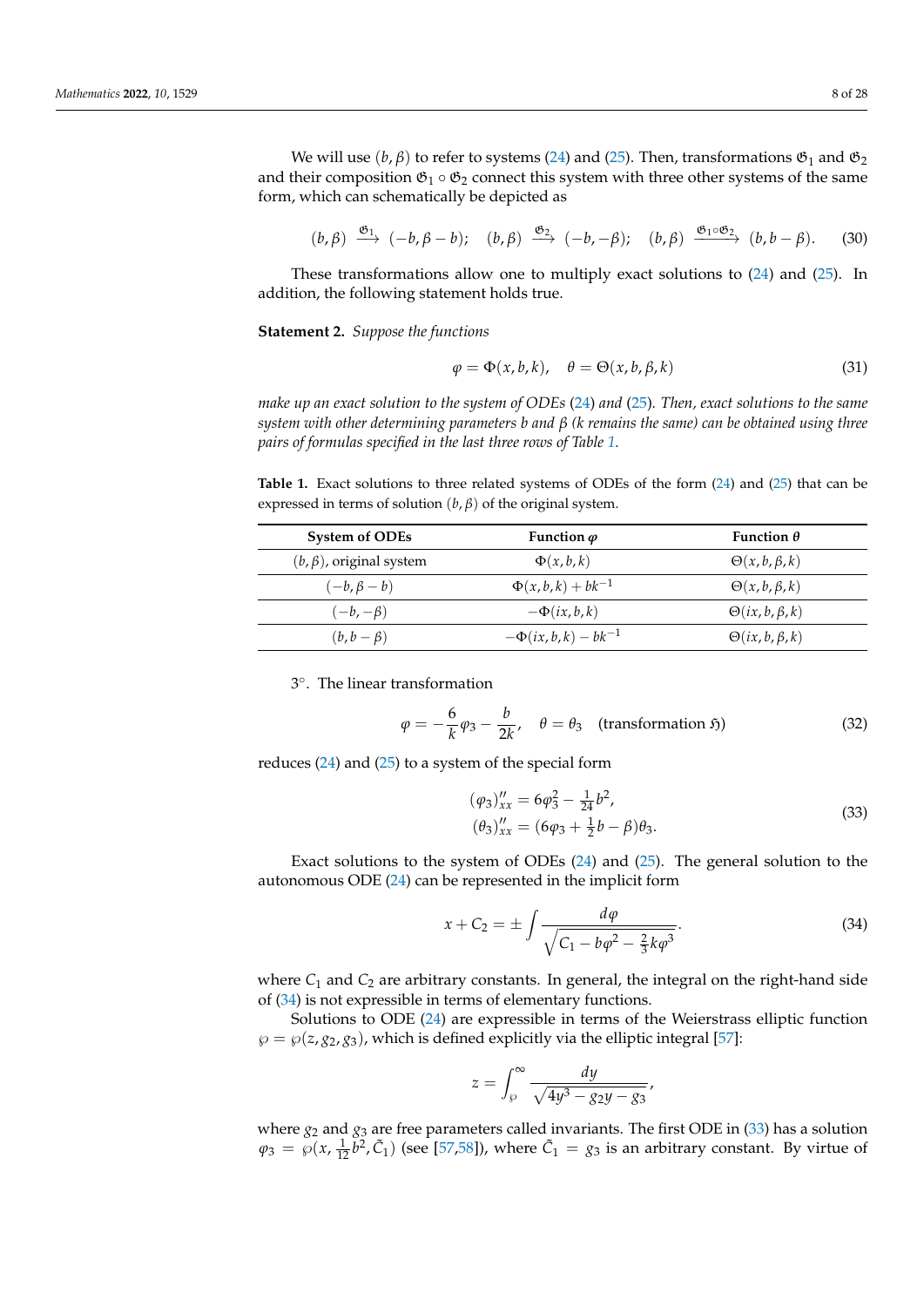We will use $(b, \beta)$ to refer to systems (24) and (25). Then, transformations $\mathfrak{G}_1$ and $\mathfrak{G}_2$ and their composition $\mathfrak{G}_1 \circ \mathfrak{G}_2$ connect this system with three other systems of the same form, which can schematically be depicted as

$$(b, \beta) \xrightarrow{\mathfrak{G}_1} (-b, \beta - b); \quad (b, \beta) \xrightarrow{\mathfrak{G}_2} (-b, -\beta); \quad (b, \beta) \xrightarrow{\mathfrak{G}_1 \circ \mathfrak{G}_2} (b, b - \beta). \tag{30}$$

These transformations allow one to multiply exact solutions to (24) and (25). In addition, the following statement holds true.

**Statement 2.** *Suppose the functions*

$$\varphi = \Phi(x, b, k), \quad \theta = \Theta(x, b, \beta, k) \tag{31}$$

*make up an exact solution to the system of ODEs (24) and (25). Then, exact solutions to the same system with other determining parameters b and β (k remains the same) can be obtained using three pairs of formulas specified in the last three rows of Table 1.*

**Table 1.** Exact solutions to three related systems of ODEs of the form (24) and (25) that can be expressed in terms of solution $(b, \beta)$ of the original system.

| System of ODEs | Function $\varphi$ | Function $\theta$ |
|---|---|---|
| $(b, \beta)$, original system | $\Phi(x, b, k)$ | $\Theta(x, b, \beta, k)$ |
| $(-b, \beta - b)$ | $\Phi(x, b, k) + bk^{-1}$ | $\Theta(x, b, \beta, k)$ |
| $(-b, -\beta)$ | $-\Phi(ix, b, k)$ | $\Theta(ix, b, \beta, k)$ |
| $(b, b - \beta)$ | $-\Phi(ix, b, k) - bk^{-1}$ | $\Theta(ix, b, \beta, k)$ |

3°. The linear transformation

$$\varphi = -\frac{6}{k}\varphi_3 - \frac{b}{2k}, \quad \theta = \theta_3 \quad (\text{transformation } \mathfrak{H}) \tag{32}$$

reduces (24) and (25) to a system of the special form

$$\begin{aligned}
(\varphi_3)''_{xx} &= 6\varphi_3^2 - \tfrac{1}{24}b^2, \\
(\theta_3)''_{xx} &= (6\varphi_3 + \tfrac{1}{2}b - \beta)\theta_3.
\end{aligned} \tag{33}$$

Exact solutions to the system of ODEs (24) and (25). The general solution to the autonomous ODE (24) can be represented in the implicit form

$$x + C_2 = \pm \int \frac{d\varphi}{\sqrt{C_1 - b\varphi^2 - \frac{2}{3}k\varphi^3}}. \tag{34}$$

where $C_1$ and $C_2$ are arbitrary constants. In general, the integral on the right-hand side of (34) is not expressible in terms of elementary functions.

Solutions to ODE (24) are expressible in terms of the Weierstrass elliptic function $\wp = \wp(z, g_2, g_3)$, which is defined explicitly via the elliptic integral [57]:

$$z = \int_{\wp}^{\infty} \frac{dy}{\sqrt{4y^3 - g_2 y - g_3}},$$

where $g_2$ and $g_3$ are free parameters called invariants. The first ODE in (33) has a solution $\varphi_3 = \wp(x, \frac{1}{12}b^2, \tilde{C}_1)$ (see [57,58]), where $\tilde{C}_1 = g_3$ is an arbitrary constant. By virtue of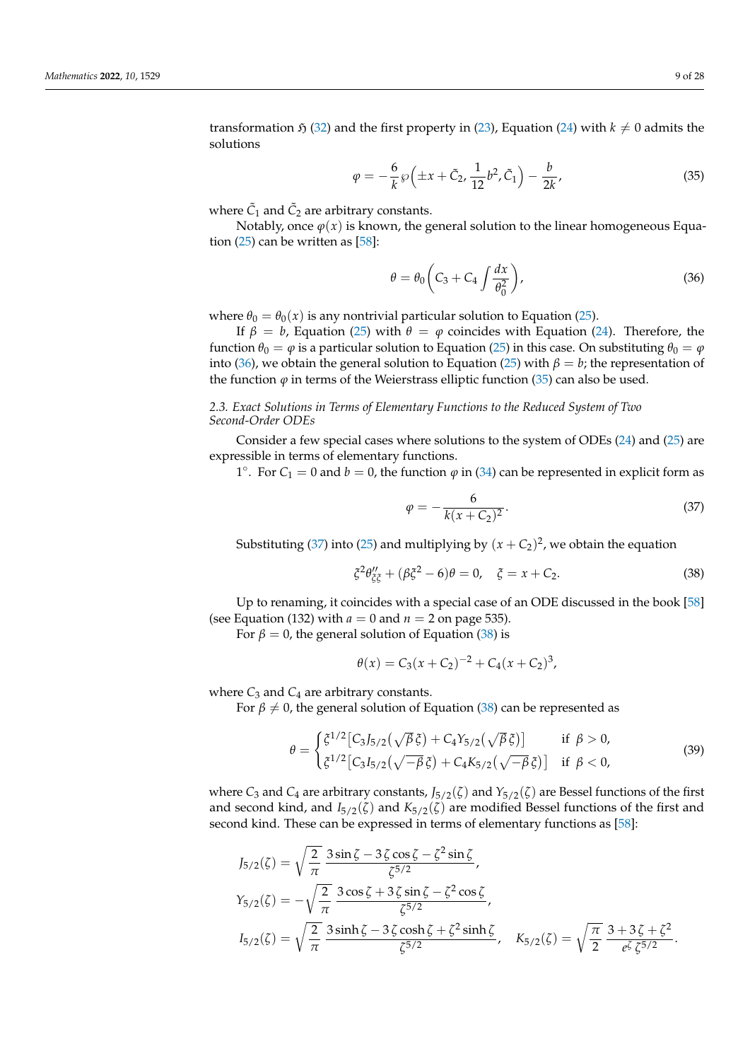transformation $\mathfrak{H}$ (32) and the first property in (23), Equation (24) with $k \neq 0$ admits the solutions

$$\varphi = -\frac{6}{k}\wp\Big(\pm x + \tilde{C}_2, \frac{1}{12}b^2, \tilde{C}_1\Big) - \frac{b}{2k}, \tag{35}$$

where $\tilde{C}_1$ and $\tilde{C}_2$ are arbitrary constants.

Notably, once $\varphi(x)$ is known, the general solution to the linear homogeneous Equation (25) can be written as [58]:

$$\theta = \theta_0\bigg(C_3 + C_4\int\frac{dx}{\theta_0^2}\bigg), \tag{36}$$

where $\theta_0 = \theta_0(x)$ is any nontrivial particular solution to Equation (25).

If $\beta = b$, Equation (25) with $\theta = \varphi$ coincides with Equation (24). Therefore, the function $\theta_0 = \varphi$ is a particular solution to Equation (25) in this case. On substituting $\theta_0 = \varphi$ into (36), we obtain the general solution to Equation (25) with $\beta = b$; the representation of the function $\varphi$ in terms of the Weierstrass elliptic function (35) can also be used.

### 2.3. Exact Solutions in Terms of Elementary Functions to the Reduced System of Two Second-Order ODEs

Consider a few special cases where solutions to the system of ODEs (24) and (25) are expressible in terms of elementary functions.

$1^\circ$. For $C_1 = 0$ and $b = 0$, the function $\varphi$ in (34) can be represented in explicit form as

$$\varphi = -\frac{6}{k(x + C_2)^2}. \tag{37}$$

Substituting (37) into (25) and multiplying by $(x + C_2)^2$, we obtain the equation

$$\xi^2\theta''_{\xi\xi} + (\beta\xi^2 - 6)\theta = 0, \quad \xi = x + C_2. \tag{38}$$

Up to renaming, it coincides with a special case of an ODE discussed in the book [58] (see Equation (132) with $a = 0$ and $n = 2$ on page 535).

For $\beta = 0$, the general solution of Equation (38) is

$$\theta(x) = C_3(x + C_2)^{-2} + C_4(x + C_2)^3,$$

where $C_3$ and $C_4$ are arbitrary constants.

For $\beta \neq 0$, the general solution of Equation (38) can be represented as

$$\theta = \begin{cases} \xi^{1/2}\big[C_3 J_{5/2}\big(\sqrt{\beta}\,\xi\big) + C_4 Y_{5/2}\big(\sqrt{\beta}\,\xi\big)\big] & \text{if } \beta > 0, \\ \xi^{1/2}\big[C_3 I_{5/2}\big(\sqrt{-\beta}\,\xi\big) + C_4 K_{5/2}\big(\sqrt{-\beta}\,\xi\big)\big] & \text{if } \beta < 0, \end{cases} \tag{39}$$

where $C_3$ and $C_4$ are arbitrary constants, $J_{5/2}(\zeta)$ and $Y_{5/2}(\zeta)$ are Bessel functions of the first and second kind, and $I_{5/2}(\zeta)$ and $K_{5/2}(\zeta)$ are modified Bessel functions of the first and second kind. These can be expressed in terms of elementary functions as [58]:

$$J_{5/2}(\zeta) = \sqrt{\frac{2}{\pi}}\,\frac{3\sin\zeta - 3\,\zeta\cos\zeta - \zeta^2\sin\zeta}{\zeta^{5/2}},$$

$$Y_{5/2}(\zeta) = -\sqrt{\frac{2}{\pi}}\,\frac{3\cos\zeta + 3\,\zeta\sin\zeta - \zeta^2\cos\zeta}{\zeta^{5/2}},$$

$$I_{5/2}(\zeta) = \sqrt{\frac{2}{\pi}}\,\frac{3\sinh\zeta - 3\,\zeta\cosh\zeta + \zeta^2\sinh\zeta}{\zeta^{5/2}}, \quad K_{5/2}(\zeta) = \sqrt{\frac{\pi}{2}}\,\frac{3 + 3\,\zeta + \zeta^2}{e^{\zeta}\,\zeta^{5/2}}.$$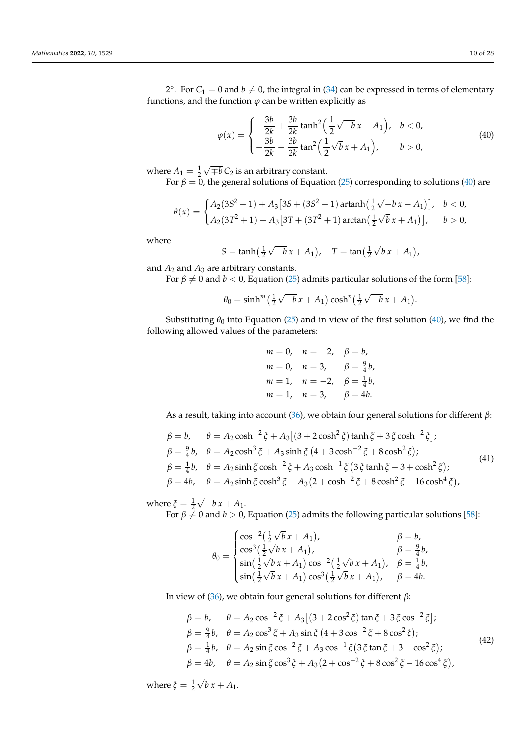2°. For $C_1 = 0$ and $b \neq 0$, the integral in (34) can be expressed in terms of elementary functions, and the function $\varphi$ can be written explicitly as

$$\varphi(x) = \begin{cases} -\dfrac{3b}{2k} + \dfrac{3b}{2k}\tanh^2\Big(\dfrac{1}{2}\sqrt{-b}\,x + A_1\Big), & b < 0, \\ -\dfrac{3b}{2k} - \dfrac{3b}{2k}\tan^2\Big(\dfrac{1}{2}\sqrt{b}\,x + A_1\Big), & b > 0, \end{cases} \tag{40}$$

where $A_1 = \frac{1}{2}\sqrt{\mp b}\,C_2$ is an arbitrary constant.

For $\beta = 0$, the general solutions of Equation (25) corresponding to solutions (40) are

$$\theta(x) = \begin{cases} A_2(3S^2 - 1) + A_3\big[3S + (3S^2 - 1)\,\mathrm{artanh}\big(\frac{1}{2}\sqrt{-b}\,x + A_1\big)\big], & b < 0, \\ A_2(3T^2 + 1) + A_3\big[3T + (3T^2 + 1)\arctan\big(\frac{1}{2}\sqrt{b}\,x + A_1\big)\big], & b > 0, \end{cases}$$

where

$$S = \tanh\big(\tfrac{1}{2}\sqrt{-b}\,x + A_1\big), \quad T = \tan\big(\tfrac{1}{2}\sqrt{b}\,x + A_1\big),$$

and $A_2$ and $A_3$ are arbitrary constants.

For $\beta \neq 0$ and $b < 0$, Equation (25) admits particular solutions of the form [58]:

$$\theta_0 = \sinh^m\big(\tfrac{1}{2}\sqrt{-b}\,x + A_1\big)\cosh^n\big(\tfrac{1}{2}\sqrt{-b}\,x + A_1\big).$$

Substituting $\theta_0$ into Equation (25) and in view of the first solution (40), we find the following allowed values of the parameters:

$$\begin{aligned} &m = 0, \quad n = -2, \quad \beta = b, \\ &m = 0, \quad n = 3, \quad \beta = \tfrac{9}{4}b, \\ &m = 1, \quad n = -2, \quad \beta = \tfrac{1}{4}b, \\ &m = 1, \quad n = 3, \quad \beta = 4b. \end{aligned}$$

As a result, taking into account (36), we obtain four general solutions for different $\beta$:

$$\begin{aligned} &\beta = b, \quad \theta = A_2\cosh^{-2}\xi + A_3\big[(3 + 2\cosh^2\xi)\tanh\xi + 3\,\xi\cosh^{-2}\xi\big]; \\ &\beta = \tfrac{9}{4}b, \quad \theta = A_2\cosh^3\xi + A_3\sinh\xi\,\big(4 + 3\cosh^{-2}\xi + 8\cosh^2\xi\big); \\ &\beta = \tfrac{1}{4}b, \quad \theta = A_2\sinh\xi\cosh^{-2}\xi + A_3\cosh^{-1}\xi\,\big(3\,\xi\tanh\xi - 3 + \cosh^2\xi\big); \\ &\beta = 4b, \quad \theta = A_2\sinh\xi\cosh^3\xi + A_3\big(2 + \cosh^{-2}\xi + 8\cosh^2\xi - 16\cosh^4\xi\big), \end{aligned} \tag{41}$$

where $\xi = \frac{1}{2}\sqrt{-b}\,x + A_1$.

For $\beta \neq 0$ and $b > 0$, Equation (25) admits the following particular solutions [58]:

$$\theta_0 = \begin{cases} \cos^{-2}\big(\frac{1}{2}\sqrt{b}\,x + A_1\big), & \beta = b, \\ \cos^3\big(\frac{1}{2}\sqrt{b}\,x + A_1\big), & \beta = \frac{9}{4}b, \\ \sin\big(\frac{1}{2}\sqrt{b}\,x + A_1\big)\cos^{-2}\big(\frac{1}{2}\sqrt{b}\,x + A_1\big), & \beta = \frac{1}{4}b, \\ \sin\big(\frac{1}{2}\sqrt{b}\,x + A_1\big)\cos^3\big(\frac{1}{2}\sqrt{b}\,x + A_1\big), & \beta = 4b. \end{cases}$$

In view of (36), we obtain four general solutions for different $\beta$:

$$\begin{aligned} &\beta = b, \quad \theta = A_2\cos^{-2}\xi + A_3\big[(3 + 2\cos^2\xi)\tan\xi + 3\,\xi\cos^{-2}\xi\big]; \\ &\beta = \tfrac{9}{4}b, \quad \theta = A_2\cos^3\xi + A_3\sin\xi\,\big(4 + 3\cos^{-2}\xi + 8\cos^2\xi\big); \\ &\beta = \tfrac{1}{4}b, \quad \theta = A_2\sin\xi\cos^{-2}\xi + A_3\cos^{-1}\xi\big(3\,\xi\tan\xi + 3 - \cos^2\xi\big); \\ &\beta = 4b, \quad \theta = A_2\sin\xi\cos^3\xi + A_3\big(2 + \cos^{-2}\xi + 8\cos^2\xi - 16\cos^4\xi\big), \end{aligned} \tag{42}$$

where $\xi = \frac{1}{2}\sqrt{b}\,x + A_1$.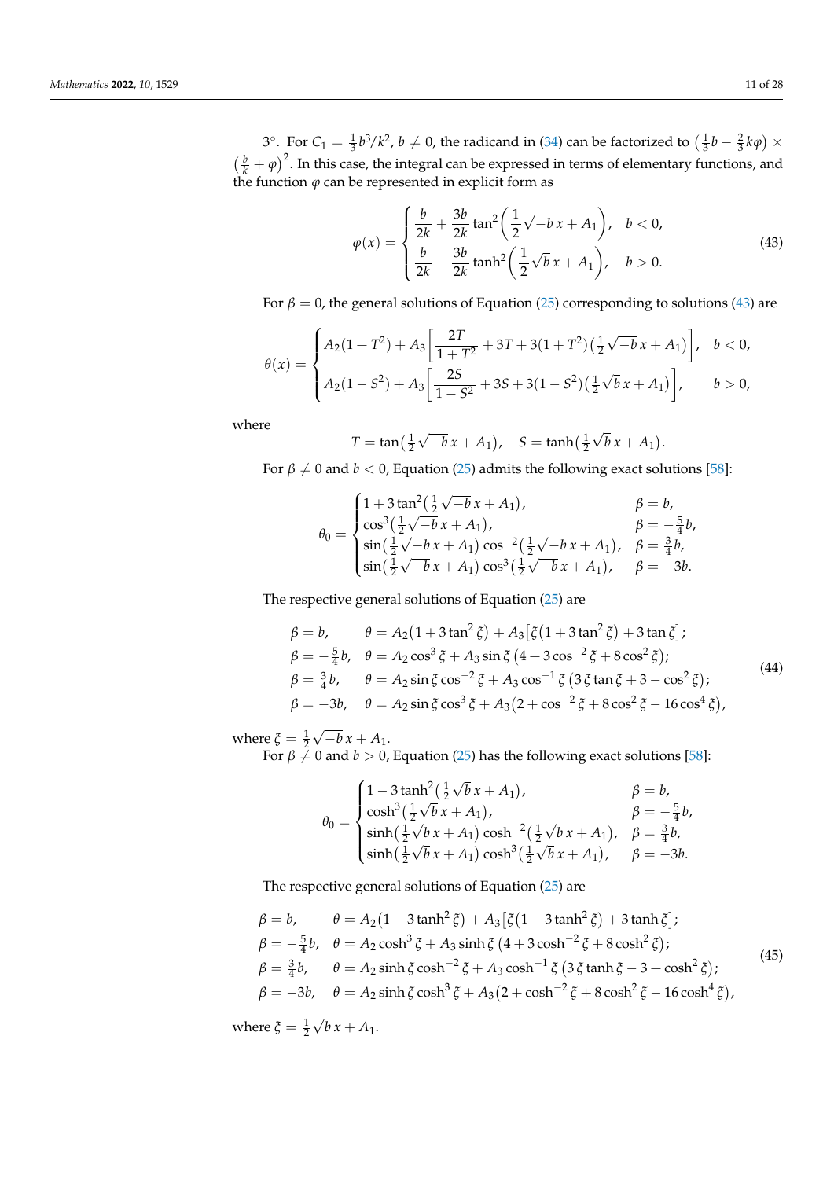3°. For $C_1 = \frac{1}{3}b^3/k^2$, $b \neq 0$, the radicand in (34) can be factorized to $\left(\frac{1}{3}b - \frac{2}{3}k\varphi\right) \times \left(\frac{b}{k} + \varphi\right)^2$. In this case, the integral can be expressed in terms of elementary functions, and the function $\varphi$ can be represented in explicit form as

$$\varphi(x) = \begin{cases} \dfrac{b}{2k} + \dfrac{3b}{2k}\tan^2\!\left(\dfrac{1}{2}\sqrt{-b}\,x + A_1\right), & b < 0, \\ \dfrac{b}{2k} - \dfrac{3b}{2k}\tanh^2\!\left(\dfrac{1}{2}\sqrt{b}\,x + A_1\right), & b > 0. \end{cases} \tag{43}$$

For $\beta = 0$, the general solutions of Equation (25) corresponding to solutions (43) are

$$\theta(x) = \begin{cases} A_2(1+T^2) + A_3\left[\dfrac{2T}{1+T^2} + 3T + 3(1+T^2)\left(\frac{1}{2}\sqrt{-b}\,x + A_1\right)\right], & b < 0, \\ A_2(1-S^2) + A_3\left[\dfrac{2S}{1-S^2} + 3S + 3(1-S^2)\left(\frac{1}{2}\sqrt{b}\,x + A_1\right)\right], & b > 0, \end{cases}$$

where

$$T = \tan\left(\tfrac{1}{2}\sqrt{-b}\,x + A_1\right), \quad S = \tanh\left(\tfrac{1}{2}\sqrt{b}\,x + A_1\right).$$

For $\beta \neq 0$ and $b < 0$, Equation (25) admits the following exact solutions [58]:

$$\theta_0 = \begin{cases} 1 + 3\tan^2\left(\frac{1}{2}\sqrt{-b}\,x + A_1\right), & \beta = b, \\ \cos^3\left(\frac{1}{2}\sqrt{-b}\,x + A_1\right), & \beta = -\frac{5}{4}b, \\ \sin\left(\frac{1}{2}\sqrt{-b}\,x + A_1\right)\cos^{-2}\left(\frac{1}{2}\sqrt{-b}\,x + A_1\right), & \beta = \frac{3}{4}b, \\ \sin\left(\frac{1}{2}\sqrt{-b}\,x + A_1\right)\cos^{3}\left(\frac{1}{2}\sqrt{-b}\,x + A_1\right), & \beta = -3b. \end{cases}$$

The respective general solutions of Equation (25) are

$$\begin{aligned} &\beta = b, && \theta = A_2\left(1 + 3\tan^2\xi\right) + A_3\left[\xi\left(1 + 3\tan^2\xi\right) + 3\tan\xi\right]; \\ &\beta = -\tfrac{5}{4}b, && \theta = A_2\cos^3\xi + A_3\sin\xi\left(4 + 3\cos^{-2}\xi + 8\cos^2\xi\right); \\ &\beta = \tfrac{3}{4}b, && \theta = A_2\sin\xi\cos^{-2}\xi + A_3\cos^{-1}\xi\left(3\xi\tan\xi + 3 - \cos^2\xi\right); \\ &\beta = -3b, && \theta = A_2\sin\xi\cos^3\xi + A_3\left(2 + \cos^{-2}\xi + 8\cos^2\xi - 16\cos^4\xi\right), \end{aligned} \tag{44}$$

where $\xi = \frac{1}{2}\sqrt{-b}\,x + A_1$.

For $\beta \neq 0$ and $b > 0$, Equation (25) has the following exact solutions [58]:

$$\theta_0 = \begin{cases} 1 - 3\tanh^2\left(\frac{1}{2}\sqrt{b}\,x + A_1\right), & \beta = b, \\ \cosh^3\left(\frac{1}{2}\sqrt{b}\,x + A_1\right), & \beta = -\frac{5}{4}b, \\ \sinh\left(\frac{1}{2}\sqrt{b}\,x + A_1\right)\cosh^{-2}\left(\frac{1}{2}\sqrt{b}\,x + A_1\right), & \beta = \frac{3}{4}b, \\ \sinh\left(\frac{1}{2}\sqrt{b}\,x + A_1\right)\cosh^{3}\left(\frac{1}{2}\sqrt{b}\,x + A_1\right), & \beta = -3b. \end{cases}$$

The respective general solutions of Equation (25) are

$$\begin{aligned} &\beta = b, && \theta = A_2\left(1 - 3\tanh^2\xi\right) + A_3\left[\xi\left(1 - 3\tanh^2\xi\right) + 3\tanh\xi\right]; \\ &\beta = -\tfrac{5}{4}b, && \theta = A_2\cosh^3\xi + A_3\sinh\xi\left(4 + 3\cosh^{-2}\xi + 8\cosh^2\xi\right); \\ &\beta = \tfrac{3}{4}b, && \theta = A_2\sinh\xi\cosh^{-2}\xi + A_3\cosh^{-1}\xi\left(3\xi\tanh\xi - 3 + \cosh^2\xi\right); \\ &\beta = -3b, && \theta = A_2\sinh\xi\cosh^3\xi + A_3\left(2 + \cosh^{-2}\xi + 8\cosh^2\xi - 16\cosh^4\xi\right), \end{aligned} \tag{45}$$

where $\xi = \frac{1}{2}\sqrt{b}\,x + A_1$.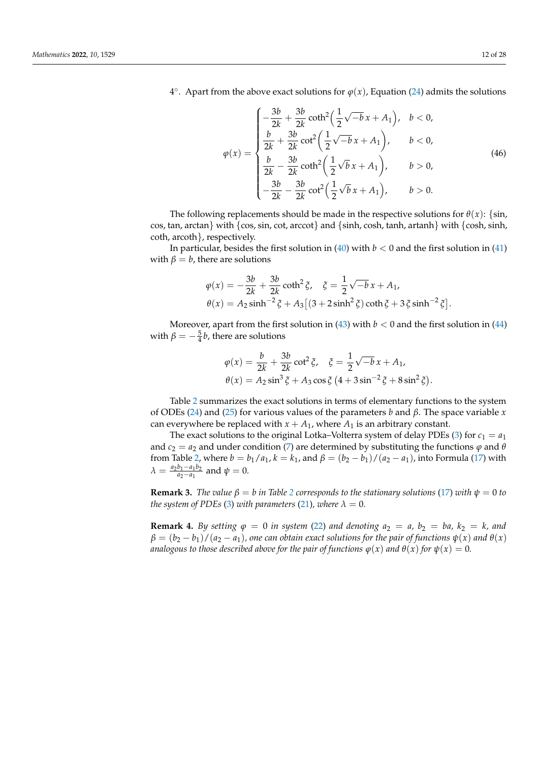4°. Apart from the above exact solutions for $\varphi(x)$, Equation (24) admits the solutions

$$
\varphi(x) = \begin{cases} -\dfrac{3b}{2k} + \dfrac{3b}{2k}\coth^2\Big(\dfrac{1}{2}\sqrt{-b}\,x + A_1\Big), & b < 0, \\ \dfrac{b}{2k} + \dfrac{3b}{2k}\cot^2\Big(\dfrac{1}{2}\sqrt{-b}\,x + A_1\Big), & b < 0, \\ \dfrac{b}{2k} - \dfrac{3b}{2k}\coth^2\Big(\dfrac{1}{2}\sqrt{b}\,x + A_1\Big), & b > 0, \\ -\dfrac{3b}{2k} - \dfrac{3b}{2k}\cot^2\Big(\dfrac{1}{2}\sqrt{b}\,x + A_1\Big), & b > 0. \end{cases} \tag{46}
$$

The following replacements should be made in the respective solutions for $\theta(x)$: {sin, cos, tan, arctan} with {cos, sin, cot, arccot} and {sinh, cosh, tanh, artanh} with {cosh, sinh, coth, arcoth}, respectively.

In particular, besides the first solution in (40) with $b < 0$ and the first solution in (41) with $\beta = b$, there are solutions

$$
\varphi(x) = -\frac{3b}{2k} + \frac{3b}{2k}\coth^2\xi, \quad \xi = \frac{1}{2}\sqrt{-b}\,x + A_1,
$$
$$
\theta(x) = A_2\sinh^{-2}\xi + A_3\big[(3 + 2\sinh^2\xi)\coth\xi + 3\xi\sinh^{-2}\xi\big].
$$

Moreover, apart from the first solution in (43) with $b < 0$ and the first solution in (44) with $\beta = -\frac{5}{4}b$, there are solutions

$$
\varphi(x) = \frac{b}{2k} + \frac{3b}{2k}\cot^2\xi, \quad \xi = \frac{1}{2}\sqrt{-b}\,x + A_1,
$$
$$
\theta(x) = A_2\sin^3\xi + A_3\cos\xi\left(4 + 3\sin^{-2}\xi + 8\sin^2\xi\right).
$$

Table 2 summarizes the exact solutions in terms of elementary functions to the system of ODEs (24) and (25) for various values of the parameters $b$ and $\beta$. The space variable $x$ can everywhere be replaced with $x + A_1$, where $A_1$ is an arbitrary constant.

The exact solutions to the original Lotka–Volterra system of delay PDEs (3) for $c_1 = a_1$ and $c_2 = a_2$ and under condition (7) are determined by substituting the functions $\varphi$ and $\theta$ from Table 2, where $b = b_1/a_1$, $k = k_1$, and $\beta = (b_2 - b_1)/(a_2 - a_1)$, into Formula (17) with $\lambda = \frac{a_2 b_1 - a_1 b_2}{a_2 - a_1}$ and $\psi = 0$.

**Remark 3.** *The value $\beta = b$ in Table 2 corresponds to the stationary solutions (17) with $\psi = 0$ to the system of PDEs (3) with parameters (21), where $\lambda = 0$.*

**Remark 4.** *By setting $\varphi = 0$ in system (22) and denoting $a_2 = a$, $b_2 = ba$, $k_2 = k$, and $\beta = (b_2 - b_1)/(a_2 - a_1)$, one can obtain exact solutions for the pair of functions $\psi(x)$ and $\theta(x)$ analogous to those described above for the pair of functions $\varphi(x)$ and $\theta(x)$ for $\psi(x) = 0$.*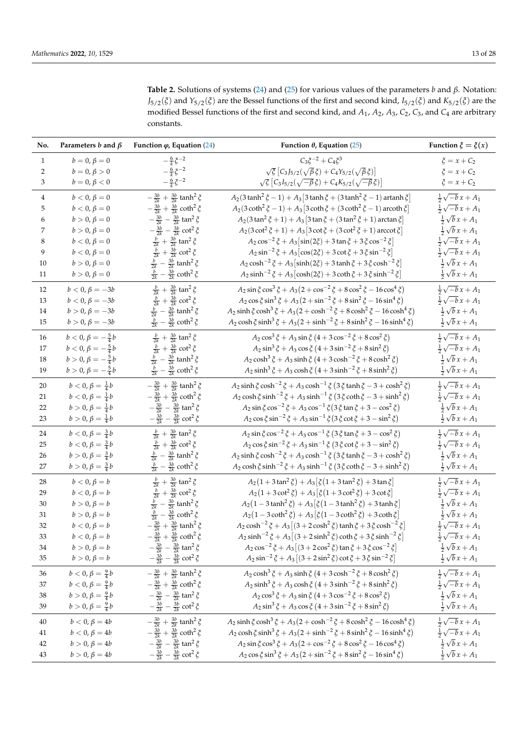**Table 2.** Solutions of systems (24) and (25) for various values of the parameters $b$ and $\beta$. Notation: $J_{5/2}(\xi)$ and $Y_{5/2}(\xi)$ are the Bessel functions of the first and second kind, $I_{5/2}(\xi)$ and $K_{5/2}(\xi)$ are the modified Bessel functions of the first and second kind, and $A_1$, $A_2$, $A_3$, $C_2$, $C_3$, and $C_4$ are arbitrary constants.

| No. | Parameters $b$ and $\beta$ | Function $\varphi$, Equation (24) | Function $\theta$, Equation (25) | Function $\xi = \xi(x)$ |
|---|---|---|---|---|
| 1 | $b = 0, \beta = 0$ | $-\frac{6}{k}\xi^{-2}$ | $C_3\xi^{-2} + C_4\xi^3$ | $\xi = x + C_2$ |
| 2 | $b = 0, \beta > 0$ | $-\frac{6}{k}\xi^{-2}$ | $\sqrt{\xi}\left[C_3 J_{5/2}(\sqrt{\beta}\,\xi) + C_4 Y_{5/2}(\sqrt{\beta}\,\xi)\right]$ | $\xi = x + C_2$ |
| 3 | $b = 0, \beta < 0$ | $-\frac{6}{k}\xi^{-2}$ | $\sqrt{\xi}\left[C_3 I_{5/2}(\sqrt{-\beta}\,\xi) + C_4 K_{5/2}(\sqrt{-\beta}\,\xi)\right]$ | $\xi = x + C_2$ |
| 4 | $b < 0, \beta = 0$ | $-\frac{3b}{2k} + \frac{3b}{2k}\tanh^2\xi$ | $A_2(3\tanh^2\xi - 1) + A_3\left[3\tanh\xi + (3\tanh^2\xi - 1)\,\mathrm{artanh}\,\xi\right]$ | $\frac{1}{2}\sqrt{-b}\,x + A_1$ |
| 5 | $b < 0, \beta = 0$ | $-\frac{3b}{2k} + \frac{3b}{2k}\coth^2\xi$ | $A_2(3\coth^2\xi - 1) + A_3\left[3\coth\xi + (3\coth^2\xi - 1)\,\mathrm{arcoth}\,\xi\right]$ | $\frac{1}{2}\sqrt{-b}\,x + A_1$ |
| 6 | $b > 0, \beta = 0$ | $-\frac{3b}{2k} - \frac{3b}{2k}\tan^2\xi$ | $A_2(3\tan^2\xi + 1) + A_3\left[3\tan\xi + (3\tan^2\xi + 1)\arctan\xi\right]$ | $\frac{1}{2}\sqrt{b}\,x + A_1$ |
| 7 | $b > 0, \beta = 0$ | $-\frac{3b}{2k} - \frac{3b}{2k}\cot^2\xi$ | $A_2(3\cot^2\xi + 1) + A_3\left[3\cot\xi + (3\cot^2\xi + 1)\,\mathrm{arccot}\,\xi\right]$ | $\frac{1}{2}\sqrt{b}\,x + A_1$ |
| 8 | $b < 0, \beta = 0$ | $\frac{b}{2k} + \frac{3b}{2k}\tan^2\xi$ | $A_2\cos^{-2}\xi + A_3\left[\sin(2\xi) + 3\tan\xi + 3\xi\cos^{-2}\xi\right]$ | $\frac{1}{2}\sqrt{-b}\,x + A_1$ |
| 9 | $b < 0, \beta = 0$ | $\frac{b}{2k} + \frac{3b}{2k}\cot^2\xi$ | $A_2\sin^{-2}\xi + A_3\left[\cos(2\xi) + 3\cot\xi + 3\xi\sin^{-2}\xi\right]$ | $\frac{1}{2}\sqrt{-b}\,x + A_1$ |
| 10 | $b > 0, \beta = 0$ | $\frac{b}{2k} - \frac{3b}{2k}\tanh^2\xi$ | $A_2\cosh^{-2}\xi + A_3\left[\sinh(2\xi) + 3\tanh\xi + 3\xi\cosh^{-2}\xi\right]$ | $\frac{1}{2}\sqrt{b}\,x + A_1$ |
| 11 | $b > 0, \beta = 0$ | $\frac{b}{2k} - \frac{3b}{2k}\coth^2\xi$ | $A_2\sinh^{-2}\xi + A_3\left[\cosh(2\xi) + 3\coth\xi + 3\xi\sinh^{-2}\xi\right]$ | $\frac{1}{2}\sqrt{b}\,x + A_1$ |
| 12 | $b < 0, \beta = -3b$ | $\frac{b}{2k} + \frac{3b}{2k}\tan^2\xi$ | $A_2\sin\xi\cos^3\xi + A_3(2 + \cos^{-2}\xi + 8\cos^2\xi - 16\cos^4\xi)$ | $\frac{1}{2}\sqrt{-b}\,x + A_1$ |
| 13 | $b < 0, \beta = -3b$ | $\frac{b}{2k} + \frac{3b}{2k}\cot^2\xi$ | $A_2\cos\xi\sin^3\xi + A_3(2 + \sin^{-2}\xi + 8\sin^2\xi - 16\sin^4\xi)$ | $\frac{1}{2}\sqrt{-b}\,x + A_1$ |
| 14 | $b > 0, \beta = -3b$ | $\frac{b}{2k} - \frac{3b}{2k}\tanh^2\xi$ | $A_2\sinh\xi\cosh^3\xi + A_3(2 + \cosh^{-2}\xi + 8\cosh^2\xi - 16\cosh^4\xi)$ | $\frac{1}{2}\sqrt{b}\,x + A_1$ |
| 15 | $b > 0, \beta = -3b$ | $\frac{b}{2k} - \frac{3b}{2k}\coth^2\xi$ | $A_2\cosh\xi\sinh^3\xi + A_3(2 + \sinh^{-2}\xi + 8\sinh^2\xi - 16\sinh^4\xi)$ | $\frac{1}{2}\sqrt{b}\,x + A_1$ |
| 16 | $b < 0, \beta = -\frac{5}{4}b$ | $\frac{b}{2k} + \frac{3b}{2k}\tan^2\xi$ | $A_2\cos^3\xi + A_3\sin\xi\,(4 + 3\cos^{-2}\xi + 8\cos^2\xi)$ | $\frac{1}{2}\sqrt{-b}\,x + A_1$ |
| 17 | $b < 0, \beta = -\frac{5}{4}b$ | $\frac{b}{2k} + \frac{3b}{2k}\cot^2\xi$ | $A_2\sin^3\xi + A_3\cos\xi\,(4 + 3\sin^{-2}\xi + 8\sin^2\xi)$ | $\frac{1}{2}\sqrt{-b}\,x + A_1$ |
| 18 | $b > 0, \beta = -\frac{5}{4}b$ | $\frac{b}{2k} - \frac{3b}{2k}\tanh^2\xi$ | $A_2\cosh^3\xi + A_3\sinh\xi\,(4 + 3\cosh^{-2}\xi + 8\cosh^2\xi)$ | $\frac{1}{2}\sqrt{b}\,x + A_1$ |
| 19 | $b > 0, \beta = -\frac{5}{4}b$ | $\frac{b}{2k} - \frac{3b}{2k}\coth^2\xi$ | $A_2\sinh^3\xi + A_3\cosh\xi\,(4 + 3\sinh^{-2}\xi + 8\sinh^2\xi)$ | $\frac{1}{2}\sqrt{b}\,x + A_1$ |
| 20 | $b < 0, \beta = \frac{1}{4}b$ | $-\frac{3b}{2k} + \frac{3b}{2k}\tanh^2\xi$ | $A_2\sinh\xi\cosh^{-2}\xi + A_3\cosh^{-1}\xi\,(3\xi\tanh\xi - 3 + \cosh^2\xi)$ | $\frac{1}{2}\sqrt{-b}\,x + A_1$ |
| 21 | $b < 0, \beta = \frac{1}{4}b$ | $-\frac{3b}{2k} + \frac{3b}{2k}\coth^2\xi$ | $A_2\cosh\xi\sinh^{-2}\xi + A_3\sinh^{-1}\xi\,(3\xi\coth\xi - 3 + \sinh^2\xi)$ | $\frac{1}{2}\sqrt{-b}\,x + A_1$ |
| 22 | $b > 0, \beta = \frac{1}{4}b$ | $-\frac{3b}{2k} - \frac{3b}{2k}\tan^2\xi$ | $A_2\sin\xi\cos^{-2}\xi + A_3\cos^{-1}\xi(3\xi\tan\xi + 3 - \cos^2\xi)$ | $\frac{1}{2}\sqrt{b}\,x + A_1$ |
| 23 | $b > 0, \beta = \frac{1}{4}b$ | $-\frac{3b}{2k} - \frac{3b}{2k}\cot^2\xi$ | $A_2\cos\xi\sin^{-2}\xi + A_3\sin^{-1}\xi(3\xi\cot\xi + 3 - \sin^2\xi)$ | $\frac{1}{2}\sqrt{b}\,x + A_1$ |
| 24 | $b < 0, \beta = \frac{3}{4}b$ | $\frac{b}{2k} + \frac{3b}{2k}\tan^2\xi$ | $A_2\sin\xi\cos^{-2}\xi + A_3\cos^{-1}\xi\,(3\xi\tan\xi + 3 - \cos^2\xi)$ | $\frac{1}{2}\sqrt{-b}\,x + A_1$ |
| 25 | $b < 0, \beta = \frac{3}{4}b$ | $\frac{b}{2k} + \frac{3b}{2k}\cot^2\xi$ | $A_2\cos\xi\sin^{-2}\xi + A_3\sin^{-1}\xi\,(3\xi\cot\xi + 3 - \sin^2\xi)$ | $\frac{1}{2}\sqrt{-b}\,x + A_1$ |
| 26 | $b > 0, \beta = \frac{3}{4}b$ | $\frac{b}{2k} - \frac{3b}{2k}\tanh^2\xi$ | $A_2\sinh\xi\cosh^{-2}\xi + A_3\cosh^{-1}\xi\,(3\xi\tanh\xi - 3 + \cosh^2\xi)$ | $\frac{1}{2}\sqrt{b}\,x + A_1$ |
| 27 | $b > 0, \beta = \frac{3}{4}b$ | $\frac{b}{2k} - \frac{3b}{2k}\coth^2\xi$ | $A_2\cosh\xi\sinh^{-2}\xi + A_3\sinh^{-1}\xi\,(3\xi\coth\xi - 3 + \sinh^2\xi)$ | $\frac{1}{2}\sqrt{b}\,x + A_1$ |
| 28 | $b < 0, \beta = b$ | $\frac{b}{2k} + \frac{3b}{2k}\tan^2\xi$ | $A_2(1 + 3\tan^2\xi) + A_3\left[\xi(1 + 3\tan^2\xi) + 3\tan\xi\right]$ | $\frac{1}{2}\sqrt{-b}\,x + A_1$ |
| 29 | $b < 0, \beta = b$ | $\frac{b}{2k} + \frac{3b}{2k}\cot^2\xi$ | $A_2(1 + 3\cot^2\xi) + A_3\left[\xi(1 + 3\cot^2\xi) + 3\cot\xi\right]$ | $\frac{1}{2}\sqrt{-b}\,x + A_1$ |
| 30 | $b > 0, \beta = b$ | $\frac{b}{2k} - \frac{3b}{2k}\tanh^2\xi$ | $A_2(1 - 3\tanh^2\xi) + A_3\left[\xi(1 - 3\tanh^2\xi) + 3\tanh\xi\right]$ | $\frac{1}{2}\sqrt{b}\,x + A_1$ |
| 31 | $b > 0, \beta = b$ | $\frac{b}{2k} - \frac{3b}{2k}\coth^2\xi$ | $A_2(1 - 3\coth^2\xi) + A_3\left[\xi(1 - 3\coth^2\xi) + 3\coth\xi\right]$ | $\frac{1}{2}\sqrt{b}\,x + A_1$ |
| 32 | $b < 0, \beta = b$ | $-\frac{3b}{2k} + \frac{3b}{2k}\tanh^2\xi$ | $A_2\cosh^{-2}\xi + A_3\left[(3 + 2\cosh^2\xi)\tanh\xi + 3\xi\cosh^{-2}\xi\right]$ | $\frac{1}{2}\sqrt{-b}\,x + A_1$ |
| 33 | $b < 0, \beta = b$ | $-\frac{3b}{2k} + \frac{3b}{2k}\coth^2\xi$ | $A_2\sinh^{-2}\xi + A_3\left[(3 + 2\sinh^2\xi)\coth\xi + 3\xi\sinh^{-2}\xi\right]$ | $\frac{1}{2}\sqrt{-b}\,x + A_1$ |
| 34 | $b > 0, \beta = b$ | $-\frac{3b}{2k} - \frac{3b}{2k}\tan^2\xi$ | $A_2\cos^{-2}\xi + A_3\left[(3 + 2\cos^2\xi)\tan\xi + 3\xi\cos^{-2}\xi\right]$ | $\frac{1}{2}\sqrt{b}\,x + A_1$ |
| 35 | $b > 0, \beta = b$ | $-\frac{3b}{2k} - \frac{3b}{2k}\cot^2\xi$ | $A_2\sin^{-2}\xi + A_3\left[(3 + 2\sin^2\xi)\cot\xi + 3\xi\sin^{-2}\xi\right]$ | $\frac{1}{2}\sqrt{b}\,x + A_1$ |
| 36 | $b < 0, \beta = \frac{9}{4}b$ | $-\frac{3b}{2k} + \frac{3b}{2k}\tanh^2\xi$ | $A_2\cosh^3\xi + A_3\sinh\xi\,(4 + 3\cosh^{-2}\xi + 8\cosh^2\xi)$ | $\frac{1}{2}\sqrt{-b}\,x + A_1$ |
| 37 | $b < 0, \beta = \frac{9}{4}b$ | $-\frac{3b}{2k} + \frac{3b}{2k}\coth^2\xi$ | $A_2\sinh^3\xi + A_3\cosh\xi\,(4 + 3\sinh^{-2}\xi + 8\sinh^2\xi)$ | $\frac{1}{2}\sqrt{-b}\,x + A_1$ |
| 38 | $b > 0, \beta = \frac{9}{4}b$ | $-\frac{3b}{2k} - \frac{3b}{2k}\tan^2\xi$ | $A_2\cos^3\xi + A_3\sin\xi\,(4 + 3\cos^{-2}\xi + 8\cos^2\xi)$ | $\frac{1}{2}\sqrt{b}\,x + A_1$ |
| 39 | $b > 0, \beta = \frac{9}{4}b$ | $-\frac{3b}{2k} - \frac{3b}{2k}\cot^2\xi$ | $A_2\sin^3\xi + A_3\cos\xi\,(4 + 3\sin^{-2}\xi + 8\sin^2\xi)$ | $\frac{1}{2}\sqrt{b}\,x + A_1$ |
| 40 | $b < 0, \beta = 4b$ | $-\frac{3b}{2k} + \frac{3b}{2k}\tanh^2\xi$ | $A_2\sinh\xi\cosh^3\xi + A_3(2 + \cosh^{-2}\xi + 8\cosh^2\xi - 16\cosh^4\xi)$ | $\frac{1}{2}\sqrt{-b}\,x + A_1$ |
| 41 | $b < 0, \beta = 4b$ | $-\frac{3b}{2k} + \frac{3b}{2k}\coth^2\xi$ | $A_2\cosh\xi\sinh^3\xi + A_3(2 + \sinh^{-2}\xi + 8\sinh^2\xi - 16\sinh^4\xi)$ | $\frac{1}{2}\sqrt{-b}\,x + A_1$ |
| 42 | $b > 0, \beta = 4b$ | $-\frac{3b}{2k} - \frac{3b}{2k}\tan^2\xi$ | $A_2\sin\xi\cos^3\xi + A_3(2 + \cos^{-2}\xi + 8\cos^2\xi - 16\cos^4\xi)$ | $\frac{1}{2}\sqrt{b}\,x + A_1$ |
| 43 | $b > 0, \beta = 4b$ | $-\frac{3b}{2k} - \frac{3b}{2k}\cot^2\xi$ | $A_2\cos\xi\sin^3\xi + A_3(2 + \sin^{-2}\xi + 8\sin^2\xi - 16\sin^4\xi)$ | $\frac{1}{2}\sqrt{b}\,x + A_1$ |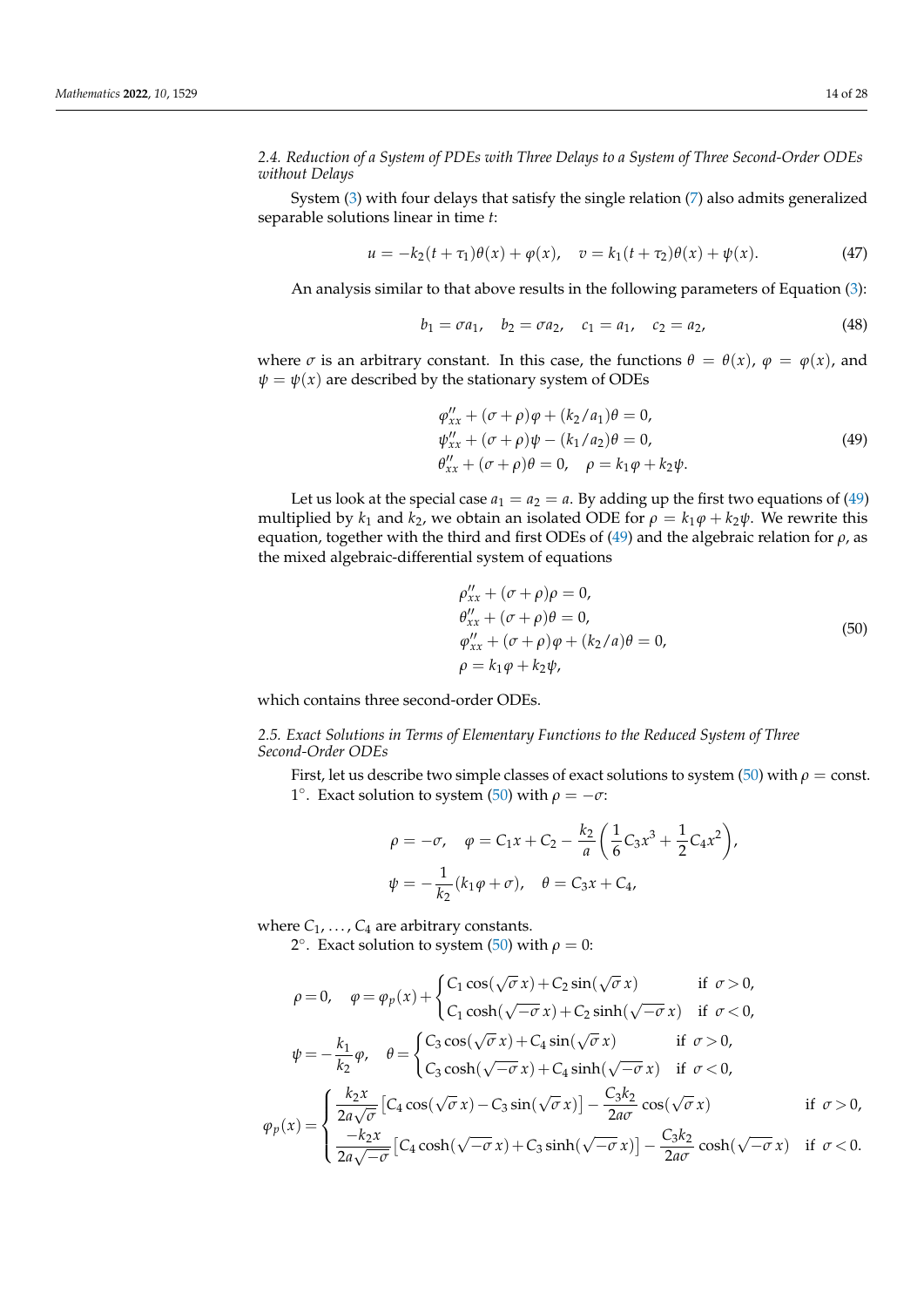### 2.4. Reduction of a System of PDEs with Three Delays to a System of Three Second-Order ODEs without Delays

System (3) with four delays that satisfy the single relation (7) also admits generalized separable solutions linear in time $t$:

$$u = -k_2(t+\tau_1)\theta(x) + \varphi(x), \quad v = k_1(t+\tau_2)\theta(x) + \psi(x). \tag{47}$$

An analysis similar to that above results in the following parameters of Equation (3):

$$b_1 = \sigma a_1, \quad b_2 = \sigma a_2, \quad c_1 = a_1, \quad c_2 = a_2, \tag{48}$$

where $\sigma$ is an arbitrary constant. In this case, the functions $\theta = \theta(x)$, $\varphi = \varphi(x)$, and $\psi = \psi(x)$ are described by the stationary system of ODEs

$$\begin{aligned}
&\varphi''_{xx} + (\sigma+\rho)\varphi + (k_2/a_1)\theta = 0,\\
&\psi''_{xx} + (\sigma+\rho)\psi - (k_1/a_2)\theta = 0,\\
&\theta''_{xx} + (\sigma+\rho)\theta = 0, \quad \rho = k_1\varphi + k_2\psi.
\end{aligned} \tag{49}$$

Let us look at the special case $a_1 = a_2 = a$. By adding up the first two equations of (49) multiplied by $k_1$ and $k_2$, we obtain an isolated ODE for $\rho = k_1\varphi + k_2\psi$. We rewrite this equation, together with the third and first ODEs of (49) and the algebraic relation for $\rho$, as the mixed algebraic-differential system of equations

$$\begin{aligned}
&\rho''_{xx} + (\sigma+\rho)\rho = 0,\\
&\theta''_{xx} + (\sigma+\rho)\theta = 0,\\
&\varphi''_{xx} + (\sigma+\rho)\varphi + (k_2/a)\theta = 0,\\
&\rho = k_1\varphi + k_2\psi,
\end{aligned} \tag{50}$$

which contains three second-order ODEs.

### 2.5. Exact Solutions in Terms of Elementary Functions to the Reduced System of Three Second-Order ODEs

First, let us describe two simple classes of exact solutions to system (50) with $\rho = \text{const}$.

$1^\circ$. Exact solution to system (50) with $\rho = -\sigma$:

$$\rho = -\sigma, \quad \varphi = C_1x + C_2 - \frac{k_2}{a}\left(\frac{1}{6}C_3x^3 + \frac{1}{2}C_4x^2\right),$$
$$\psi = -\frac{1}{k_2}(k_1\varphi + \sigma), \quad \theta = C_3x + C_4,$$

where $C_1, \ldots, C_4$ are arbitrary constants.

$2^\circ$. Exact solution to system (50) with $\rho = 0$:

$$\rho = 0, \quad \varphi = \varphi_p(x) + \begin{cases} C_1\cos(\sqrt{\sigma}\,x) + C_2\sin(\sqrt{\sigma}\,x) & \text{if } \sigma > 0,\\ C_1\cosh(\sqrt{-\sigma}\,x) + C_2\sinh(\sqrt{-\sigma}\,x) & \text{if } \sigma < 0, \end{cases}$$

$$\psi = -\frac{k_1}{k_2}\varphi, \quad \theta = \begin{cases} C_3\cos(\sqrt{\sigma}\,x) + C_4\sin(\sqrt{\sigma}\,x) & \text{if } \sigma > 0,\\ C_3\cosh(\sqrt{-\sigma}\,x) + C_4\sinh(\sqrt{-\sigma}\,x) & \text{if } \sigma < 0, \end{cases}$$

$$\varphi_p(x) = \begin{cases} \dfrac{k_2x}{2a\sqrt{\sigma}}\left[C_4\cos(\sqrt{\sigma}\,x) - C_3\sin(\sqrt{\sigma}\,x)\right] - \dfrac{C_3k_2}{2a\sigma}\cos(\sqrt{\sigma}\,x) & \text{if } \sigma > 0,\\ \dfrac{-k_2x}{2a\sqrt{-\sigma}}\left[C_4\cosh(\sqrt{-\sigma}\,x) + C_3\sinh(\sqrt{-\sigma}\,x)\right] - \dfrac{C_3k_2}{2a\sigma}\cosh(\sqrt{-\sigma}\,x) & \text{if } \sigma < 0. \end{cases}$$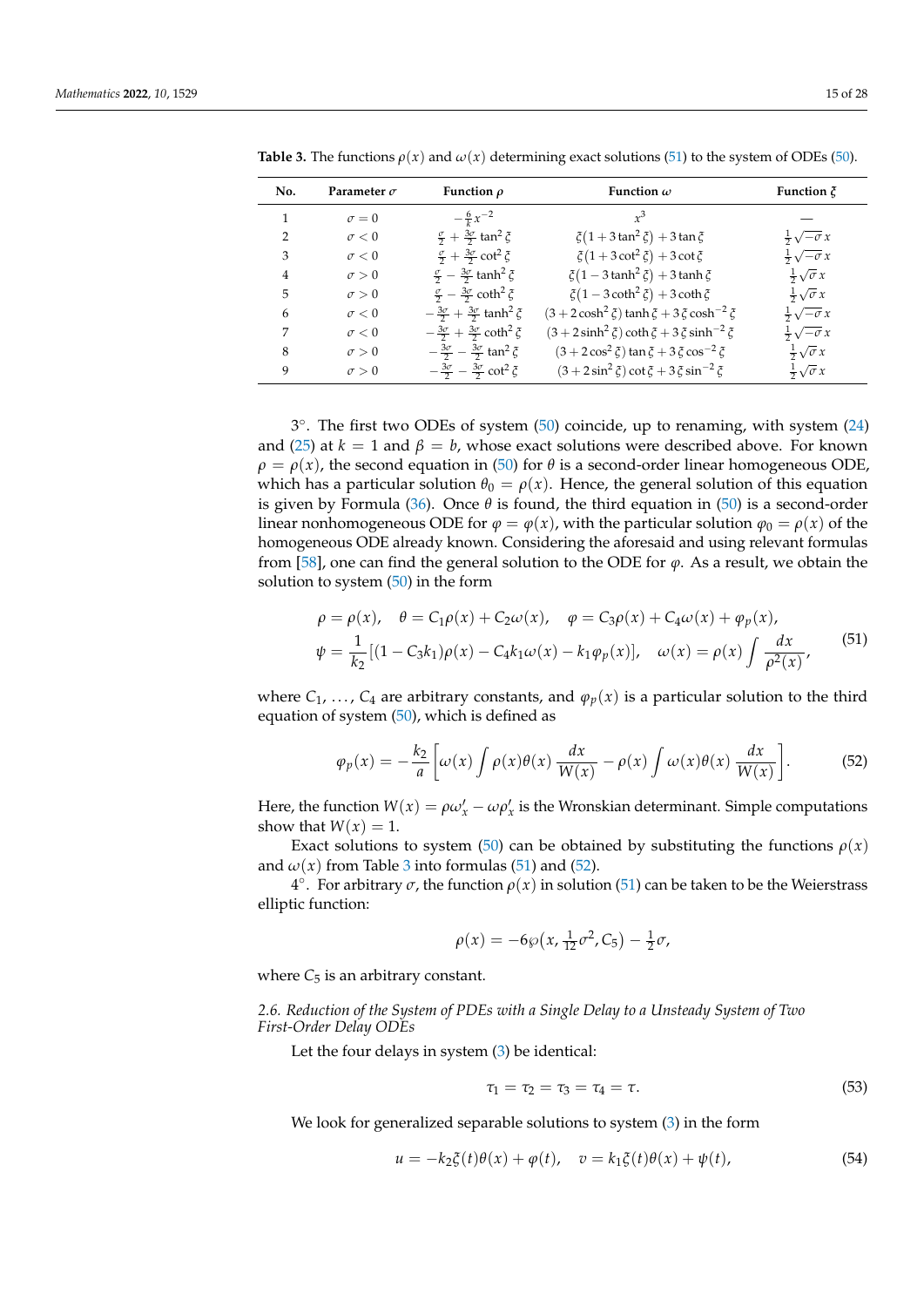**Table 3.** The functions $\rho(x)$ and $\omega(x)$ determining exact solutions (51) to the system of ODEs (50).

| No. | Parameter $\sigma$ | Function $\rho$ | Function $\omega$ | Function $\xi$ |
|---|---|---|---|---|
| 1 | $\sigma = 0$ | $-\frac{6}{k}x^{-2}$ | $x^3$ | — |
| 2 | $\sigma < 0$ | $\frac{\sigma}{2} + \frac{3\sigma}{2}\tan^2\xi$ | $\xi(1 + 3\tan^2\xi) + 3\tan\xi$ | $\frac{1}{2}\sqrt{-\sigma}\,x$ |
| 3 | $\sigma < 0$ | $\frac{\sigma}{2} + \frac{3\sigma}{2}\cot^2\xi$ | $\xi(1 + 3\cot^2\xi) + 3\cot\xi$ | $\frac{1}{2}\sqrt{-\sigma}\,x$ |
| 4 | $\sigma > 0$ | $\frac{\sigma}{2} - \frac{3\sigma}{2}\tanh^2\xi$ | $\xi(1 - 3\tanh^2\xi) + 3\tanh\xi$ | $\frac{1}{2}\sqrt{\sigma}\,x$ |
| 5 | $\sigma > 0$ | $\frac{\sigma}{2} - \frac{3\sigma}{2}\coth^2\xi$ | $\xi(1 - 3\coth^2\xi) + 3\coth\xi$ | $\frac{1}{2}\sqrt{\sigma}\,x$ |
| 6 | $\sigma < 0$ | $-\frac{3\sigma}{2} + \frac{3\sigma}{2}\tanh^2\xi$ | $(3 + 2\cosh^2\xi)\tanh\xi + 3\xi\cosh^{-2}\xi$ | $\frac{1}{2}\sqrt{-\sigma}\,x$ |
| 7 | $\sigma < 0$ | $-\frac{3\sigma}{2} + \frac{3\sigma}{2}\coth^2\xi$ | $(3 + 2\sinh^2\xi)\coth\xi + 3\xi\sinh^{-2}\xi$ | $\frac{1}{2}\sqrt{-\sigma}\,x$ |
| 8 | $\sigma > 0$ | $-\frac{3\sigma}{2} - \frac{3\sigma}{2}\tan^2\xi$ | $(3 + 2\cos^2\xi)\tan\xi + 3\xi\cos^{-2}\xi$ | $\frac{1}{2}\sqrt{\sigma}\,x$ |
| 9 | $\sigma > 0$ | $-\frac{3\sigma}{2} - \frac{3\sigma}{2}\cot^2\xi$ | $(3 + 2\sin^2\xi)\cot\xi + 3\xi\sin^{-2}\xi$ | $\frac{1}{2}\sqrt{\sigma}\,x$ |

3°. The first two ODEs of system (50) coincide, up to renaming, with system (24) and (25) at $k = 1$ and $\beta = b$, whose exact solutions were described above. For known $\rho = \rho(x)$, the second equation in (50) for $\theta$ is a second-order linear homogeneous ODE, which has a particular solution $\theta_0 = \rho(x)$. Hence, the general solution of this equation is given by Formula (36). Once $\theta$ is found, the third equation in (50) is a second-order linear nonhomogeneous ODE for $\varphi = \varphi(x)$, with the particular solution $\varphi_0 = \rho(x)$ of the homogeneous ODE already known. Considering the aforesaid and using relevant formulas from [58], one can find the general solution to the ODE for $\varphi$. As a result, we obtain the solution to system (50) in the form

$$
\begin{aligned}
&\rho = \rho(x), \quad \theta = C_1\rho(x) + C_2\omega(x), \quad \varphi = C_3\rho(x) + C_4\omega(x) + \varphi_p(x), \\
&\psi = \frac{1}{k_2}\big[(1 - C_3k_1)\rho(x) - C_4k_1\omega(x) - k_1\varphi_p(x)\big], \quad \omega(x) = \rho(x)\int \frac{dx}{\rho^2(x)},
\end{aligned}
\tag{51}
$$

where $C_1, \ldots, C_4$ are arbitrary constants, and $\varphi_p(x)$ is a particular solution to the third equation of system (50), which is defined as

$$
\varphi_p(x) = -\frac{k_2}{a}\left[\omega(x)\int \rho(x)\theta(x)\,\frac{dx}{W(x)} - \rho(x)\int \omega(x)\theta(x)\,\frac{dx}{W(x)}\right]. \tag{52}
$$

Here, the function $W(x) = \rho\omega'_x - \omega\rho'_x$ is the Wronskian determinant. Simple computations show that $W(x) = 1$.

Exact solutions to system (50) can be obtained by substituting the functions $\rho(x)$ and $\omega(x)$ from Table 3 into formulas (51) and (52).

4°. For arbitrary $\sigma$, the function $\rho(x)$ in solution (51) can be taken to be the Weierstrass elliptic function:

$$
\rho(x) = -6\wp\big(x, \tfrac{1}{12}\sigma^2, C_5\big) - \tfrac{1}{2}\sigma,
$$

where $C_5$ is an arbitrary constant.

### *2.6. Reduction of the System of PDEs with a Single Delay to a Unsteady System of Two First-Order Delay ODEs*

Let the four delays in system (3) be identical:

$$
\tau_1 = \tau_2 = \tau_3 = \tau_4 = \tau. \tag{53}
$$

We look for generalized separable solutions to system (3) in the form

$$
u = -k_2\xi(t)\theta(x) + \varphi(t), \quad v = k_1\xi(t)\theta(x) + \psi(t), \tag{54}
$$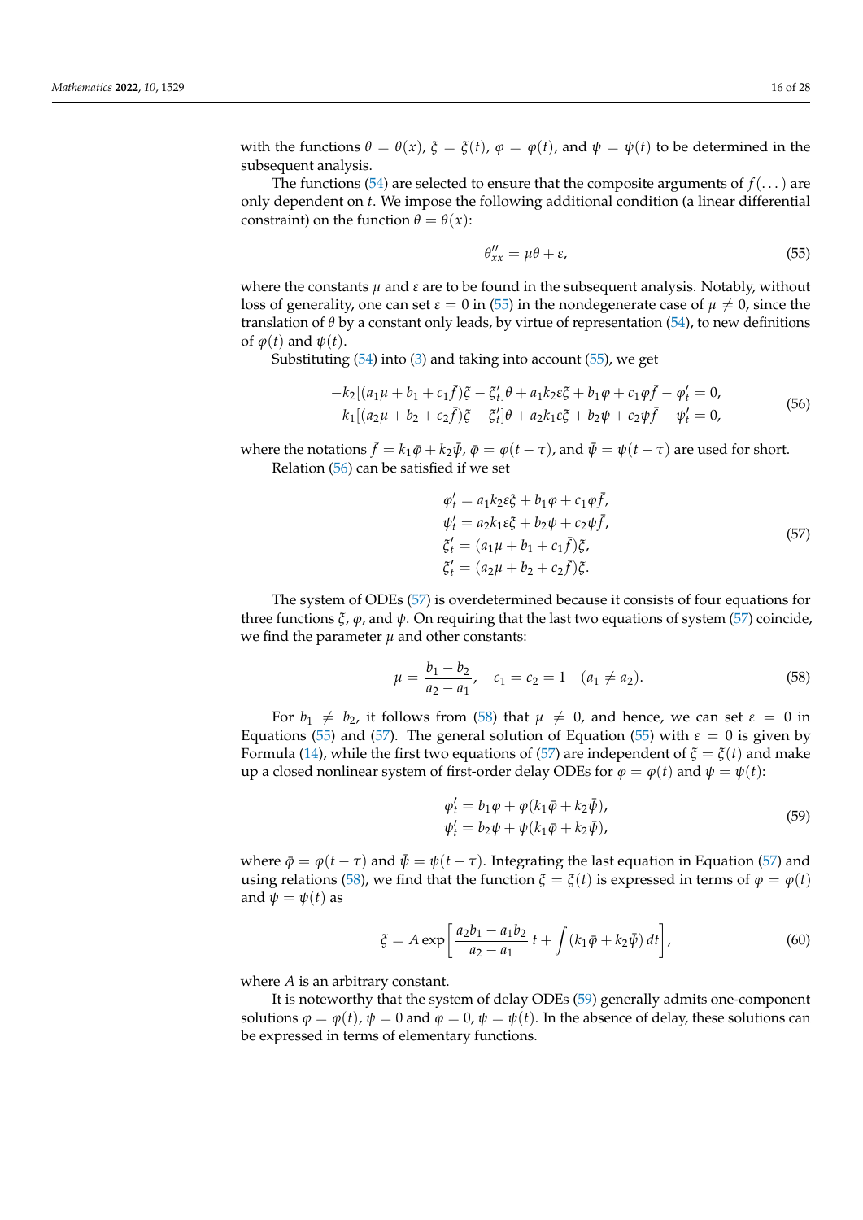with the functions $\theta = \theta(x)$, $\xi = \xi(t)$, $\varphi = \varphi(t)$, and $\psi = \psi(t)$ to be determined in the subsequent analysis.

The functions (54) are selected to ensure that the composite arguments of $f(\dots)$ are only dependent on $t$. We impose the following additional condition (a linear differential constraint) on the function $\theta = \theta(x)$:

$$\theta''_{xx} = \mu\theta + \varepsilon, \tag{55}$$

where the constants $\mu$ and $\varepsilon$ are to be found in the subsequent analysis. Notably, without loss of generality, one can set $\varepsilon = 0$ in (55) in the nondegenerate case of $\mu \neq 0$, since the translation of $\theta$ by a constant only leads, by virtue of representation (54), to new definitions of $\varphi(t)$ and $\psi(t)$.

Substituting (54) into (3) and taking into account (55), we get

$$\begin{aligned}
-k_2[(a_1\mu + b_1 + c_1\bar{f})\xi - \xi'_t]\theta + a_1k_2\varepsilon\xi + b_1\varphi + c_1\varphi\bar{f} - \varphi'_t = 0,\\
k_1[(a_2\mu + b_2 + c_2\bar{f})\xi - \xi'_t]\theta + a_2k_1\varepsilon\xi + b_2\psi + c_2\psi\bar{f} - \psi'_t = 0,
\end{aligned} \tag{56}$$

where the notations $\bar{f} = k_1\bar{\varphi} + k_2\bar{\psi}$, $\bar{\varphi} = \varphi(t-\tau)$, and $\bar{\psi} = \psi(t-\tau)$ are used for short.

Relation (56) can be satisfied if we set

$$\begin{aligned}
\varphi'_t &= a_1k_2\varepsilon\xi + b_1\varphi + c_1\varphi\bar{f},\\
\psi'_t &= a_2k_1\varepsilon\xi + b_2\psi + c_2\psi\bar{f},\\
\xi'_t &= (a_1\mu + b_1 + c_1\bar{f})\xi,\\
\xi'_t &= (a_2\mu + b_2 + c_2\bar{f})\xi.
\end{aligned} \tag{57}$$

The system of ODEs (57) is overdetermined because it consists of four equations for three functions $\xi$, $\varphi$, and $\psi$. On requiring that the last two equations of system (57) coincide, we find the parameter $\mu$ and other constants:

$$\mu = \frac{b_1 - b_2}{a_2 - a_1}, \quad c_1 = c_2 = 1 \quad (a_1 \neq a_2). \tag{58}$$

For $b_1 \neq b_2$, it follows from (58) that $\mu \neq 0$, and hence, we can set $\varepsilon = 0$ in Equations (55) and (57). The general solution of Equation (55) with $\varepsilon = 0$ is given by Formula (14), while the first two equations of (57) are independent of $\xi = \xi(t)$ and make up a closed nonlinear system of first-order delay ODEs for $\varphi = \varphi(t)$ and $\psi = \psi(t)$:

$$\begin{aligned}
\varphi'_t &= b_1\varphi + \varphi(k_1\bar{\varphi} + k_2\bar{\psi}),\\
\psi'_t &= b_2\psi + \psi(k_1\bar{\varphi} + k_2\bar{\psi}),
\end{aligned} \tag{59}$$

where $\bar{\varphi} = \varphi(t-\tau)$ and $\bar{\psi} = \psi(t-\tau)$. Integrating the last equation in Equation (57) and using relations (58), we find that the function $\xi = \xi(t)$ is expressed in terms of $\varphi = \varphi(t)$ and $\psi = \psi(t)$ as

$$\xi = A\exp\left[\frac{a_2b_1 - a_1b_2}{a_2 - a_1}\,t + \int(k_1\bar{\varphi} + k_2\bar{\psi})\,dt\right], \tag{60}$$

where $A$ is an arbitrary constant.

It is noteworthy that the system of delay ODEs (59) generally admits one-component solutions $\varphi = \varphi(t)$, $\psi = 0$ and $\varphi = 0$, $\psi = \psi(t)$. In the absence of delay, these solutions can be expressed in terms of elementary functions.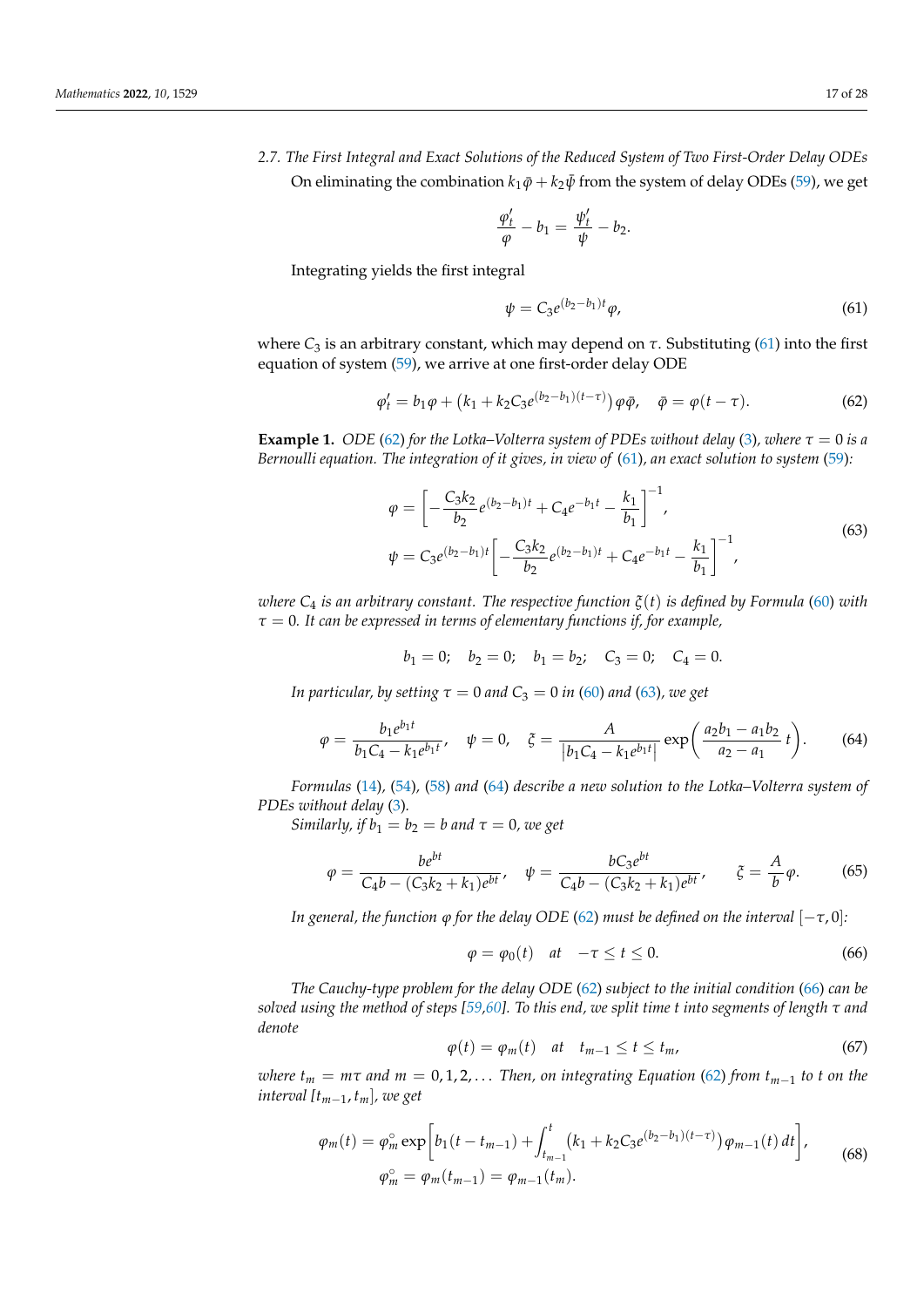### 2.7. The First Integral and Exact Solutions of the Reduced System of Two First-Order Delay ODEs

On eliminating the combination $k_1\bar{\varphi} + k_2\bar{\psi}$ from the system of delay ODEs (59), we get

$$\frac{\varphi'_t}{\varphi} - b_1 = \frac{\psi'_t}{\psi} - b_2.$$

Integrating yields the first integral

$$\psi = C_3 e^{(b_2 - b_1)t}\varphi, \tag{61}$$

where $C_3$ is an arbitrary constant, which may depend on $\tau$. Substituting (61) into the first equation of system (59), we arrive at one first-order delay ODE

$$\varphi'_t = b_1\varphi + \big(k_1 + k_2 C_3 e^{(b_2-b_1)(t-\tau)}\big)\varphi\bar{\varphi}, \quad \bar{\varphi} = \varphi(t-\tau). \tag{62}$$

**Example 1.** *ODE (62) for the Lotka–Volterra system of PDEs without delay (3), where $\tau = 0$ is a Bernoulli equation. The integration of it gives, in view of (61), an exact solution to system (59):*

$$\begin{aligned}
\varphi &= \left[-\frac{C_3 k_2}{b_2} e^{(b_2-b_1)t} + C_4 e^{-b_1 t} - \frac{k_1}{b_1}\right]^{-1}, \\
\psi &= C_3 e^{(b_2-b_1)t}\left[-\frac{C_3 k_2}{b_2} e^{(b_2-b_1)t} + C_4 e^{-b_1 t} - \frac{k_1}{b_1}\right]^{-1},
\end{aligned} \tag{63}$$

*where $C_4$ is an arbitrary constant. The respective function $\xi(t)$ is defined by Formula (60) with $\tau = 0$. It can be expressed in terms of elementary functions if, for example,*

$$b_1 = 0; \quad b_2 = 0; \quad b_1 = b_2; \quad C_3 = 0; \quad C_4 = 0.$$

*In particular, by setting $\tau = 0$ and $C_3 = 0$ in (60) and (63), we get*

$$\varphi = \frac{b_1 e^{b_1 t}}{b_1 C_4 - k_1 e^{b_1 t}}, \quad \psi = 0, \quad \xi = \frac{A}{|b_1 C_4 - k_1 e^{b_1 t}|}\exp\!\left(\frac{a_2 b_1 - a_1 b_2}{a_2 - a_1}\, t\right). \tag{64}$$

*Formulas (14), (54), (58) and (64) describe a new solution to the Lotka–Volterra system of PDEs without delay (3).*

*Similarly, if $b_1 = b_2 = b$ and $\tau = 0$, we get*

$$\varphi = \frac{b e^{bt}}{C_4 b - (C_3 k_2 + k_1)e^{bt}}, \quad \psi = \frac{b C_3 e^{bt}}{C_4 b - (C_3 k_2 + k_1)e^{bt}}, \qquad \xi = \frac{A}{b}\varphi. \tag{65}$$

*In general, the function $\varphi$ for the delay ODE (62) must be defined on the interval $[-\tau, 0]$:*

$$\varphi = \varphi_0(t) \quad \text{at} \quad -\tau \le t \le 0. \tag{66}$$

*The Cauchy-type problem for the delay ODE (62) subject to the initial condition (66) can be solved using the method of steps [59,60]. To this end, we split time $t$ into segments of length $\tau$ and denote*

$$\varphi(t) = \varphi_m(t) \quad \text{at} \quad t_{m-1} \le t \le t_m, \tag{67}$$

*where $t_m = m\tau$ and $m = 0, 1, 2, \ldots$ Then, on integrating Equation (62) from $t_{m-1}$ to $t$ on the interval $[t_{m-1}, t_m]$, we get*

$$\begin{aligned}
\varphi_m(t) &= \varphi_m^{\circ}\exp\!\left[b_1(t - t_{m-1}) + \int_{t_{m-1}}^{t}\big(k_1 + k_2 C_3 e^{(b_2-b_1)(t-\tau)}\big)\varphi_{m-1}(t)\,dt\right], \\
\varphi_m^{\circ} &= \varphi_m(t_{m-1}) = \varphi_{m-1}(t_m).
\end{aligned} \tag{68}$$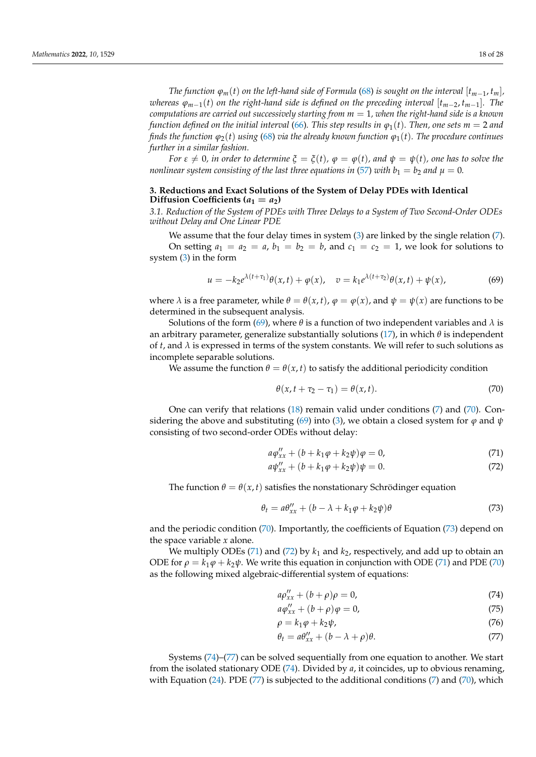*The function $\varphi_m(t)$ on the left-hand side of Formula (68) is sought on the interval $[t_{m-1}, t_m]$, whereas $\varphi_{m-1}(t)$ on the right-hand side is defined on the preceding interval $[t_{m-2}, t_{m-1}]$. The computations are carried out successively starting from $m = 1$, when the right-hand side is a known function defined on the initial interval (66). This step results in $\varphi_1(t)$. Then, one sets $m = 2$ and finds the function $\varphi_2(t)$ using (68) via the already known function $\varphi_1(t)$. The procedure continues further in a similar fashion.*

*For $\varepsilon \neq 0$, in order to determine $\xi = \xi(t)$, $\varphi = \varphi(t)$, and $\psi = \psi(t)$, one has to solve the nonlinear system consisting of the last three equations in (57) with $b_1 = b_2$ and $\mu = 0$.*

## 3. Reductions and Exact Solutions of the System of Delay PDEs with Identical Diffusion Coefficients ($a_1 = a_2$)

### 3.1. Reduction of the System of PDEs with Three Delays to a System of Two Second-Order ODEs without Delay and One Linear PDE

We assume that the four delay times in system (3) are linked by the single relation (7).

On setting $a_1 = a_2 = a$, $b_1 = b_2 = b$, and $c_1 = c_2 = 1$, we look for solutions to system (3) in the form

$$u = -k_2 e^{\lambda(t+\tau_1)}\theta(x,t) + \varphi(x), \quad v = k_1 e^{\lambda(t+\tau_2)}\theta(x,t) + \psi(x), \tag{69}$$

where $\lambda$ is a free parameter, while $\theta = \theta(x,t)$, $\varphi = \varphi(x)$, and $\psi = \psi(x)$ are functions to be determined in the subsequent analysis.

Solutions of the form (69), where $\theta$ is a function of two independent variables and $\lambda$ is an arbitrary parameter, generalize substantially solutions (17), in which $\theta$ is independent of $t$, and $\lambda$ is expressed in terms of the system constants. We will refer to such solutions as incomplete separable solutions.

We assume the function $\theta = \theta(x,t)$ to satisfy the additional periodicity condition

$$\theta(x, t + \tau_2 - \tau_1) = \theta(x,t). \tag{70}$$

One can verify that relations (18) remain valid under conditions (7) and (70). Considering the above and substituting (69) into (3), we obtain a closed system for $\varphi$ and $\psi$ consisting of two second-order ODEs without delay:

$$a\varphi''_{xx} + (b + k_1\varphi + k_2\psi)\varphi = 0, \tag{71}$$

$$a\psi''_{xx} + (b + k_1\varphi + k_2\psi)\psi = 0. \tag{72}$$

The function $\theta = \theta(x,t)$ satisfies the nonstationary Schrödinger equation

$$\theta_t = a\theta''_{xx} + (b - \lambda + k_1\varphi + k_2\psi)\theta \tag{73}$$

and the periodic condition (70). Importantly, the coefficients of Equation (73) depend on the space variable $x$ alone.

We multiply ODEs (71) and (72) by $k_1$ and $k_2$, respectively, and add up to obtain an ODE for $\rho = k_1\varphi + k_2\psi$. We write this equation in conjunction with ODE (71) and PDE (70) as the following mixed algebraic-differential system of equations:

$$a\rho''_{xx} + (b + \rho)\rho = 0, \tag{74}$$

$$a\varphi''_{xx} + (b + \rho)\varphi = 0, \tag{75}$$

$$\rho = k_1\varphi + k_2\psi, \tag{76}$$

$$\theta_t = a\theta''_{xx} + (b - \lambda + \rho)\theta. \tag{77}$$

Systems (74)–(77) can be solved sequentially from one equation to another. We start from the isolated stationary ODE (74). Divided by $a$, it coincides, up to obvious renaming, with Equation (24). PDE (77) is subjected to the additional conditions (7) and (70), which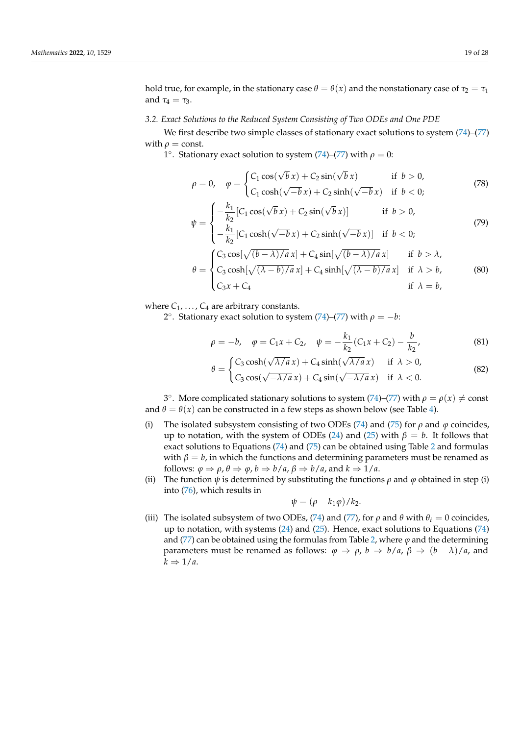hold true, for example, in the stationary case $\theta = \theta(x)$ and the nonstationary case of $\tau_2 = \tau_1$ and $\tau_4 = \tau_3$.

### *3.2. Exact Solutions to the Reduced System Consisting of Two ODEs and One PDE*

We first describe two simple classes of stationary exact solutions to system (74)–(77) with $\rho = \text{const}$.

$1^\circ$. Stationary exact solution to system (74)–(77) with $\rho = 0$:

$$\rho = 0, \quad \varphi = \begin{cases} C_1 \cos(\sqrt{b}\, x) + C_2 \sin(\sqrt{b}\, x) & \text{if } b > 0, \\ C_1 \cosh(\sqrt{-b}\, x) + C_2 \sinh(\sqrt{-b}\, x) & \text{if } b < 0; \end{cases} \tag{78}$$

$$\psi = \begin{cases} -\dfrac{k_1}{k_2}[C_1 \cos(\sqrt{b}\, x) + C_2 \sin(\sqrt{b}\, x)] & \text{if } b > 0, \\ -\dfrac{k_1}{k_2}[C_1 \cosh(\sqrt{-b}\, x) + C_2 \sinh(\sqrt{-b}\, x)] & \text{if } b < 0; \end{cases} \tag{79}$$

$$\theta = \begin{cases} C_3 \cos[\sqrt{(b-\lambda)/a}\, x] + C_4 \sin[\sqrt{(b-\lambda)/a}\, x] & \text{if } b > \lambda, \\ C_3 \cosh[\sqrt{(\lambda-b)/a}\, x] + C_4 \sinh[\sqrt{(\lambda-b)/a}\, x] & \text{if } \lambda > b, \\ C_3 x + C_4 & \text{if } \lambda = b, \end{cases} \tag{80}$$

where $C_1, \ldots, C_4$ are arbitrary constants.

$2^\circ$. Stationary exact solution to system (74)–(77) with $\rho = -b$:

$$\rho = -b, \quad \varphi = C_1 x + C_2, \quad \psi = -\frac{k_1}{k_2}(C_1 x + C_2) - \frac{b}{k_2}, \tag{81}$$

$$\theta = \begin{cases} C_3 \cosh(\sqrt{\lambda/a}\, x) + C_4 \sinh(\sqrt{\lambda/a}\, x) & \text{if } \lambda > 0, \\ C_3 \cos(\sqrt{-\lambda/a}\, x) + C_4 \sin(\sqrt{-\lambda/a}\, x) & \text{if } \lambda < 0. \end{cases} \tag{82}$$

$3^\circ$. More complicated stationary solutions to system (74)–(77) with $\rho = \rho(x) \neq \text{const}$ and $\theta = \theta(x)$ can be constructed in a few steps as shown below (see Table 4).

(i) The isolated subsystem consisting of two ODEs (74) and (75) for $\rho$ and $\varphi$ coincides, up to notation, with the system of ODEs (24) and (25) with $\beta = b$. It follows that exact solutions to Equations (74) and (75) can be obtained using Table 2 and formulas with $\beta = b$, in which the functions and determining parameters must be renamed as follows: $\varphi \Rightarrow \rho$, $\theta \Rightarrow \varphi$, $b \Rightarrow b/a$, $\beta \Rightarrow b/a$, and $k \Rightarrow 1/a$.

(ii) The function $\psi$ is determined by substituting the functions $\rho$ and $\varphi$ obtained in step (i) into (76), which results in

$$\psi = (\rho - k_1\varphi)/k_2.$$

(iii) The isolated subsystem of two ODEs, (74) and (77), for $\rho$ and $\theta$ with $\theta_t = 0$ coincides, up to notation, with systems (24) and (25). Hence, exact solutions to Equations (74) and (77) can be obtained using the formulas from Table 2, where $\varphi$ and the determining parameters must be renamed as follows: $\varphi \Rightarrow \rho$, $b \Rightarrow b/a$, $\beta \Rightarrow (b-\lambda)/a$, and $k \Rightarrow 1/a$.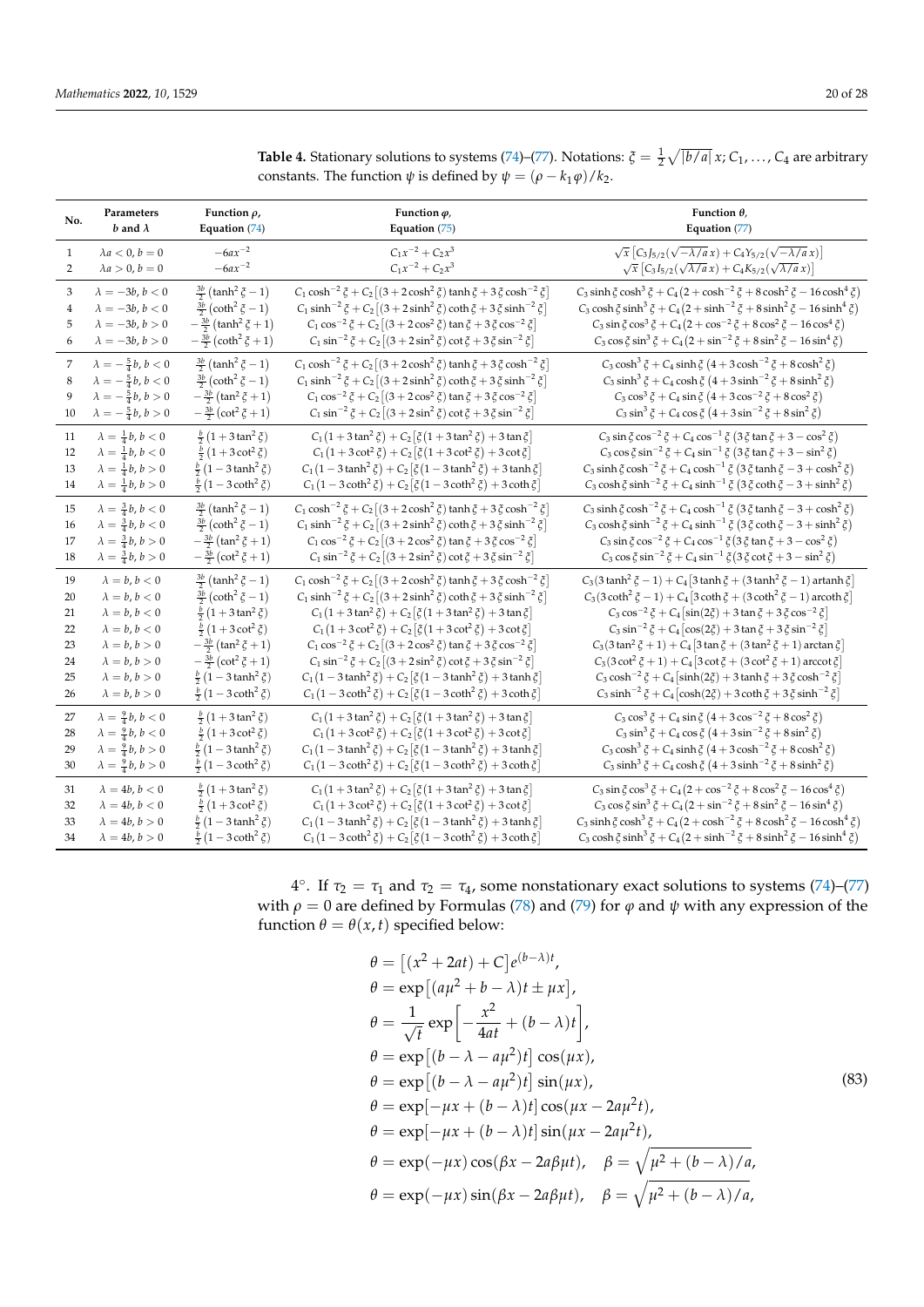**Table 4.** Stationary solutions to systems (74)–(77). Notations: $\xi = \frac{1}{2}\sqrt{|b/a|}\,x$; $C_1, \ldots, C_4$ are arbitrary constants. The function $\psi$ is defined by $\psi = (\rho - k_1\varphi)/k_2$.

| No. | Parameters $b$ and $\lambda$ | Function $\rho$, Equation (74) | Function $\varphi$, Equation (75) | Function $\theta$, Equation (77) |
|---|---|---|---|---|
| 1 | $\lambda a < 0,\ b = 0$ | $-6ax^{-2}$ | $C_1x^{-2} + C_2x^3$ | $\sqrt{x}\,\big[C_3J_{5/2}(\sqrt{-\lambda/a}\,x) + C_4Y_{5/2}(\sqrt{-\lambda/a}\,x)\big]$ |
| 2 | $\lambda a > 0,\ b = 0$ | $-6ax^{-2}$ | $C_1x^{-2} + C_2x^3$ | $\sqrt{x}\,\big[C_3I_{5/2}(\sqrt{\lambda/a}\,x) + C_4K_{5/2}(\sqrt{\lambda/a}\,x)\big]$ |
| 3 | $\lambda = -3b,\ b < 0$ | $\frac{3b}{2}(\tanh^2\xi - 1)$ | $C_1\cosh^{-2}\xi + C_2\big[(3 + 2\cosh^2\xi)\tanh\xi + 3\xi\cosh^{-2}\xi\big]$ | $C_3\sinh\xi\cosh^3\xi + C_4\big(2 + \cosh^{-2}\xi + 8\cosh^2\xi - 16\cosh^4\xi\big)$ |
| 4 | $\lambda = -3b,\ b < 0$ | $\frac{3b}{2}(\coth^2\xi - 1)$ | $C_1\sinh^{-2}\xi + C_2\big[(3 + 2\sinh^2\xi)\coth\xi + 3\xi\sinh^{-2}\xi\big]$ | $C_3\cosh\xi\sinh^3\xi + C_4\big(2 + \sinh^{-2}\xi + 8\sinh^2\xi - 16\sinh^4\xi\big)$ |
| 5 | $\lambda = -3b,\ b > 0$ | $-\frac{3b}{2}(\tanh^2\xi + 1)$ | $C_1\cos^{-2}\xi + C_2\big[(3 + 2\cos^2\xi)\tan\xi + 3\xi\cos^{-2}\xi\big]$ | $C_3\sin\xi\cos^3\xi + C_4\big(2 + \cos^{-2}\xi + 8\cos^2\xi - 16\cos^4\xi\big)$ |
| 6 | $\lambda = -3b,\ b > 0$ | $-\frac{3b}{2}(\coth^2\xi + 1)$ | $C_1\sin^{-2}\xi + C_2\big[(3 + 2\sin^2\xi)\cot\xi + 3\xi\sin^{-2}\xi\big]$ | $C_3\cos\xi\sin^3\xi + C_4\big(2 + \sin^{-2}\xi + 8\sin^2\xi - 16\sin^4\xi\big)$ |
| 7 | $\lambda = -\frac{5}{4}b,\ b < 0$ | $\frac{3b}{2}(\tanh^2\xi - 1)$ | $C_1\cosh^{-2}\xi + C_2\big[(3 + 2\cosh^2\xi)\tanh\xi + 3\xi\cosh^{-2}\xi\big]$ | $C_3\cosh^3\xi + C_4\sinh\xi\,\big(4 + 3\cosh^{-2}\xi + 8\cosh^2\xi\big)$ |
| 8 | $\lambda = -\frac{5}{4}b,\ b < 0$ | $\frac{3b}{2}(\coth^2\xi - 1)$ | $C_1\sinh^{-2}\xi + C_2\big[(3 + 2\sinh^2\xi)\coth\xi + 3\xi\sinh^{-2}\xi\big]$ | $C_3\sinh^3\xi + C_4\cosh\xi\,\big(4 + 3\sinh^{-2}\xi + 8\sinh^2\xi\big)$ |
| 9 | $\lambda = -\frac{5}{4}b,\ b > 0$ | $-\frac{3b}{2}(\tan^2\xi + 1)$ | $C_1\cos^{-2}\xi + C_2\big[(3 + 2\cos^2\xi)\tan\xi + 3\xi\cos^{-2}\xi\big]$ | $C_3\cos^3\xi + C_4\sin\xi\,\big(4 + 3\cos^{-2}\xi + 8\cos^2\xi\big)$ |
| 10 | $\lambda = -\frac{5}{4}b,\ b > 0$ | $-\frac{3b}{2}(\cot^2\xi + 1)$ | $C_1\sin^{-2}\xi + C_2\big[(3 + 2\sin^2\xi)\cot\xi + 3\xi\sin^{-2}\xi\big]$ | $C_3\sin^3\xi + C_4\cos\xi\,\big(4 + 3\sin^{-2}\xi + 8\sin^2\xi\big)$ |
| 11 | $\lambda = \frac{1}{4}b,\ b < 0$ | $\frac{b}{2}(1 + 3\tan^2\xi)$ | $C_1(1 + 3\tan^2\xi) + C_2\big[\xi(1 + 3\tan^2\xi) + 3\tan\xi\big]$ | $C_3\sin\xi\cos^{-2}\xi + C_4\cos^{-1}\xi\,\big(3\xi\tan\xi + 3 - \cos^2\xi\big)$ |
| 12 | $\lambda = \frac{1}{4}b,\ b < 0$ | $\frac{b}{2}(1 + 3\cot^2\xi)$ | $C_1(1 + 3\cot^2\xi) + C_2\big[\xi(1 + 3\cot^2\xi) + 3\cot\xi\big]$ | $C_3\cos\xi\sin^{-2}\xi + C_4\sin^{-1}\xi\,\big(3\xi\tan\xi + 3 - \sin^2\xi\big)$ |
| 13 | $\lambda = \frac{1}{4}b,\ b > 0$ | $\frac{b}{2}(1 - 3\tanh^2\xi)$ | $C_1(1 - 3\tanh^2\xi) + C_2\big[\xi(1 - 3\tanh^2\xi) + 3\tanh\xi\big]$ | $C_3\sinh\xi\cosh^{-2}\xi + C_4\cosh^{-1}\xi\,\big(3\xi\tanh\xi - 3 + \cosh^2\xi\big)$ |
| 14 | $\lambda = \frac{1}{4}b,\ b > 0$ | $\frac{b}{2}(1 - 3\coth^2\xi)$ | $C_1(1 - 3\coth^2\xi) + C_2\big[\xi(1 - 3\coth^2\xi) + 3\coth\xi\big]$ | $C_3\cosh\xi\sinh^{-2}\xi + C_4\sinh^{-1}\xi\,\big(3\xi\coth\xi - 3 + \sinh^2\xi\big)$ |
| 15 | $\lambda = \frac{3}{4}b,\ b < 0$ | $\frac{3b}{2}(\tanh^2\xi - 1)$ | $C_1\cosh^{-2}\xi + C_2\big[(3 + 2\cosh^2\xi)\tanh\xi + 3\xi\cosh^{-2}\xi\big]$ | $C_3\sinh\xi\cosh^{-2}\xi + C_4\cosh^{-1}\xi\,\big(3\xi\tanh\xi - 3 + \cosh^2\xi\big)$ |
| 16 | $\lambda = \frac{3}{4}b,\ b < 0$ | $\frac{3b}{2}(\coth^2\xi - 1)$ | $C_1\sinh^{-2}\xi + C_2\big[(3 + 2\sinh^2\xi)\coth\xi + 3\xi\sinh^{-2}\xi\big]$ | $C_3\cosh\xi\sinh^{-2}\xi + C_4\sinh^{-1}\xi\,\big(3\xi\coth\xi - 3 + \sinh^2\xi\big)$ |
| 17 | $\lambda = \frac{3}{4}b,\ b > 0$ | $-\frac{3b}{2}(\tan^2\xi + 1)$ | $C_1\cos^{-2}\xi + C_2\big[(3 + 2\cos^2\xi)\tan\xi + 3\xi\cos^{-2}\xi\big]$ | $C_3\sin\xi\cos^{-2}\xi + C_4\cos^{-1}\xi\,\big(3\xi\tan\xi + 3 - \cos^2\xi\big)$ |
| 18 | $\lambda = \frac{3}{4}b,\ b > 0$ | $-\frac{3b}{2}(\cot^2\xi + 1)$ | $C_1\sin^{-2}\xi + C_2\big[(3 + 2\sin^2\xi)\cot\xi + 3\xi\sin^{-2}\xi\big]$ | $C_3\cos\xi\sin^{-2}\xi + C_4\sin^{-1}\xi\big(3\xi\cot\xi + 3 - \sin^2\xi\big)$ |
| 19 | $\lambda = b,\ b < 0$ | $\frac{3b}{2}(\tanh^2\xi - 1)$ | $C_1\cosh^{-2}\xi + C_2\big[(3 + 2\cosh^2\xi)\tanh\xi + 3\xi\cosh^{-2}\xi\big]$ | $C_3(3\tanh^2\xi - 1) + C_4\big[3\tanh\xi + (3\tanh^2\xi - 1)\,\mathrm{artanh}\,\xi\big]$ |
| 20 | $\lambda = b,\ b < 0$ | $\frac{3b}{2}(\coth^2\xi - 1)$ | $C_1\sinh^{-2}\xi + C_2\big[(3 + 2\sinh^2\xi)\coth\xi + 3\xi\sinh^{-2}\xi\big]$ | $C_3(3\coth^2\xi - 1) + C_4\big[3\coth\xi + (3\coth^2\xi - 1)\,\mathrm{arcoth}\,\xi\big]$ |
| 21 | $\lambda = b,\ b < 0$ | $\frac{b}{2}(1 + 3\tan^2\xi)$ | $C_1(1 + 3\tan^2\xi) + C_2\big[\xi(1 + 3\tan^2\xi) + 3\tan\xi\big]$ | $C_3\cos^{-2}\xi + C_4\big[\sin(2\xi) + 3\tan\xi + 3\xi\cos^{-2}\xi\big]$ |
| 22 | $\lambda = b,\ b < 0$ | $\frac{b}{2}(1 + 3\cot^2\xi)$ | $C_1(1 + 3\cot^2\xi) + C_2\big[\xi(1 + 3\cot^2\xi) + 3\cot\xi\big]$ | $C_3\sin^{-2}\xi + C_4\big[\cos(2\xi) + 3\tan\xi + 3\xi\sin^{-2}\xi\big]$ |
| 23 | $\lambda = b,\ b > 0$ | $-\frac{3b}{2}(\tan^2\xi + 1)$ | $C_1\cos^{-2}\xi + C_2\big[(3 + 2\cos^2\xi)\tan\xi + 3\xi\cos^{-2}\xi\big]$ | $C_3(3\tan^2\xi + 1) + C_4\big[3\tan\xi + (3\tan^2\xi + 1)\arctan\xi\big]$ |
| 24 | $\lambda = b,\ b > 0$ | $-\frac{3b}{2}(\cot^2\xi + 1)$ | $C_1\sin^{-2}\xi + C_2\big[(3 + 2\sin^2\xi)\cot\xi + 3\xi\sin^{-2}\xi\big]$ | $C_3(3\cot^2\xi + 1) + C_4\big[3\cot\xi + (3\cot^2\xi + 1)\,\mathrm{arccot}\,\xi\big]$ |
| 25 | $\lambda = b,\ b > 0$ | $\frac{b}{2}(1 - 3\tanh^2\xi)$ | $C_1(1 - 3\tanh^2\xi) + C_2\big[\xi(1 - 3\tanh^2\xi) + 3\tanh\xi\big]$ | $C_3\cosh^{-2}\xi + C_4\big[\sinh(2\xi) + 3\tanh\xi + 3\xi\cosh^{-2}\xi\big]$ |
| 26 | $\lambda = b,\ b > 0$ | $\frac{b}{2}(1 - 3\coth^2\xi)$ | $C_1(1 - 3\coth^2\xi) + C_2\big[\xi(1 - 3\coth^2\xi) + 3\coth\xi\big]$ | $C_3\sinh^{-2}\xi + C_4\big[\cosh(2\xi) + 3\coth\xi + 3\xi\sinh^{-2}\xi\big]$ |
| 27 | $\lambda = \frac{9}{4}b,\ b < 0$ | $\frac{b}{2}(1 + 3\tan^2\xi)$ | $C_1(1 + 3\tan^2\xi) + C_2\big[\xi(1 + 3\tan^2\xi) + 3\tan\xi\big]$ | $C_3\cos^3\xi + C_4\sin\xi\,\big(4 + 3\cos^{-2}\xi + 8\cos^2\xi\big)$ |
| 28 | $\lambda = \frac{9}{4}b,\ b < 0$ | $\frac{b}{2}(1 + 3\cot^2\xi)$ | $C_1(1 + 3\cot^2\xi) + C_2\big[\xi(1 + 3\cot^2\xi) + 3\cot\xi\big]$ | $C_3\sin^3\xi + C_4\cos\xi\,\big(4 + 3\sin^{-2}\xi + 8\sin^2\xi\big)$ |
| 29 | $\lambda = \frac{9}{4}b,\ b > 0$ | $\frac{b}{2}(1 - 3\tanh^2\xi)$ | $C_1(1 - 3\tanh^2\xi) + C_2\big[\xi(1 - 3\tanh^2\xi) + 3\tanh\xi\big]$ | $C_3\cosh^3\xi + C_4\sinh\xi\,\big(4 + 3\cosh^{-2}\xi + 8\cosh^2\xi\big)$ |
| 30 | $\lambda = \frac{9}{4}b,\ b > 0$ | $\frac{b}{2}(1 - 3\coth^2\xi)$ | $C_1(1 - 3\coth^2\xi) + C_2\big[\xi(1 - 3\coth^2\xi) + 3\coth\xi\big]$ | $C_3\sinh^3\xi + C_4\cosh\xi\,\big(4 + 3\sinh^{-2}\xi + 8\sinh^2\xi\big)$ |
| 31 | $\lambda = 4b,\ b < 0$ | $\frac{b}{2}(1 + 3\tan^2\xi)$ | $C_1(1 + 3\tan^2\xi) + C_2\big[\xi(1 + 3\tan^2\xi) + 3\tan\xi\big]$ | $C_3\sin\xi\cos^3\xi + C_4\big(2 + \cos^{-2}\xi + 8\cos^2\xi - 16\cos^4\xi\big)$ |
| 32 | $\lambda = 4b,\ b < 0$ | $\frac{b}{2}(1 + 3\cot^2\xi)$ | $C_1(1 + 3\cot^2\xi) + C_2\big[\xi(1 + 3\cot^2\xi) + 3\cot\xi\big]$ | $C_3\cos\xi\sin^3\xi + C_4\big(2 + \sin^{-2}\xi + 8\sin^2\xi - 16\sin^4\xi\big)$ |
| 33 | $\lambda = 4b,\ b > 0$ | $\frac{b}{2}(1 - 3\tanh^2\xi)$ | $C_1(1 - 3\tanh^2\xi) + C_2\big[\xi(1 - 3\tanh^2\xi) + 3\tanh\xi\big]$ | $C_3\sinh\xi\cosh^3\xi + C_4\big(2 + \cosh^{-2}\xi + 8\cosh^2\xi - 16\cosh^4\xi\big)$ |
| 34 | $\lambda = 4b,\ b > 0$ | $\frac{b}{2}(1 - 3\coth^2\xi)$ | $C_1(1 - 3\coth^2\xi) + C_2\big[\xi(1 - 3\coth^2\xi) + 3\coth\xi\big]$ | $C_3\cosh\xi\sinh^3\xi + C_4\big(2 + \sinh^{-2}\xi + 8\sinh^2\xi - 16\sinh^4\xi\big)$ |

4°. If $\tau_2 = \tau_1$ and $\tau_2 = \tau_4$, some nonstationary exact solutions to systems (74)–(77) with $\rho = 0$ are defined by Formulas (78) and (79) for $\varphi$ and $\psi$ with any expression of the function $\theta = \theta(x, t)$ specified below:

$$
\begin{aligned}
\theta &= \big[(x^2 + 2at) + C\big]e^{(b-\lambda)t},\\
\theta &= \exp\big[(a\mu^2 + b - \lambda)t \pm \mu x\big],\\
\theta &= \frac{1}{\sqrt{t}}\exp\Big[-\frac{x^2}{4at} + (b - \lambda)t\Big],\\
\theta &= \exp\big[(b - \lambda - a\mu^2)t\big]\cos(\mu x),\\
\theta &= \exp\big[(b - \lambda - a\mu^2)t\big]\sin(\mu x),\\
\theta &= \exp[-\mu x + (b - \lambda)t]\cos(\mu x - 2a\mu^2 t),\\
\theta &= \exp[-\mu x + (b - \lambda)t]\sin(\mu x - 2a\mu^2 t),\\
\theta &= \exp(-\mu x)\cos(\beta x - 2a\beta\mu t), \quad \beta = \sqrt{\mu^2 + (b - \lambda)/a},\\
\theta &= \exp(-\mu x)\sin(\beta x - 2a\beta\mu t), \quad \beta = \sqrt{\mu^2 + (b - \lambda)/a},
\end{aligned}
\tag{83}
$$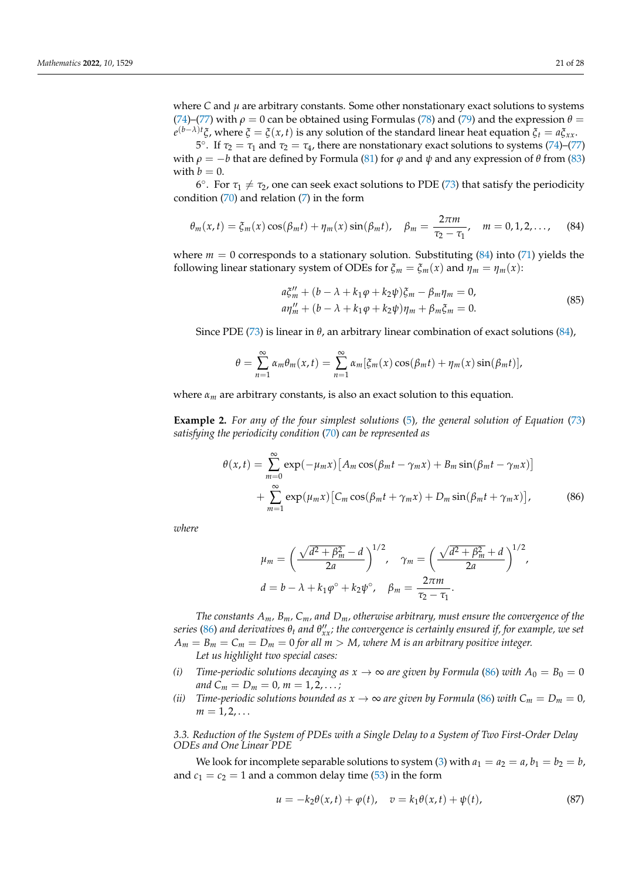where $C$ and $\mu$ are arbitrary constants. Some other nonstationary exact solutions to systems (74)–(77) with $\rho = 0$ can be obtained using Formulas (78) and (79) and the expression $\theta = e^{(b-\lambda)t}\xi$, where $\xi = \xi(x,t)$ is any solution of the standard linear heat equation $\xi_t = a\xi_{xx}$.

5°. If $\tau_2 = \tau_1$ and $\tau_2 = \tau_4$, there are nonstationary exact solutions to systems (74)–(77) with $\rho = -b$ that are defined by Formula (81) for $\varphi$ and $\psi$ and any expression of $\theta$ from (83) with $b = 0$.

6°. For $\tau_1 \neq \tau_2$, one can seek exact solutions to PDE (73) that satisfy the periodicity condition (70) and relation (7) in the form

$$\theta_m(x,t) = \xi_m(x)\cos(\beta_m t) + \eta_m(x)\sin(\beta_m t), \quad \beta_m = \frac{2\pi m}{\tau_2 - \tau_1}, \quad m = 0,1,2,\ldots, \tag{84}$$

where $m = 0$ corresponds to a stationary solution. Substituting (84) into (71) yields the following linear stationary system of ODEs for $\xi_m = \xi_m(x)$ and $\eta_m = \eta_m(x)$:

$$\begin{aligned} &a\xi_m'' + (b - \lambda + k_1\varphi + k_2\psi)\xi_m - \beta_m\eta_m = 0, \\ &a\eta_m'' + (b - \lambda + k_1\varphi + k_2\psi)\eta_m + \beta_m\xi_m = 0. \end{aligned} \tag{85}$$

Since PDE (73) is linear in $\theta$, an arbitrary linear combination of exact solutions (84),

$$\theta = \sum_{n=1}^{\infty} \alpha_m\theta_m(x,t) = \sum_{n=1}^{\infty} \alpha_m[\xi_m(x)\cos(\beta_m t) + \eta_m(x)\sin(\beta_m t)],$$

where $\alpha_m$ are arbitrary constants, is also an exact solution to this equation.

**Example 2.** *For any of the four simplest solutions (5), the general solution of Equation (73) satisfying the periodicity condition (70) can be represented as*

$$\begin{aligned} \theta(x,t) = &\sum_{m=0}^{\infty} \exp(-\mu_m x)\big[A_m\cos(\beta_m t - \gamma_m x) + B_m\sin(\beta_m t - \gamma_m x)\big] \\ &+ \sum_{m=1}^{\infty} \exp(\mu_m x)\big[C_m\cos(\beta_m t + \gamma_m x) + D_m\sin(\beta_m t + \gamma_m x)\big], \end{aligned} \tag{86}$$

*where*

$$\mu_m = \left(\frac{\sqrt{d^2 + \beta_m^2} - d}{2a}\right)^{1/2}, \quad \gamma_m = \left(\frac{\sqrt{d^2 + \beta_m^2} + d}{2a}\right)^{1/2},$$
$$d = b - \lambda + k_1\varphi^\circ + k_2\psi^\circ, \quad \beta_m = \frac{2\pi m}{\tau_2 - \tau_1}.$$

*The constants $A_m$, $B_m$, $C_m$, and $D_m$, otherwise arbitrary, must ensure the convergence of the series (86) and derivatives $\theta_t$ and $\theta''_{xx}$; the convergence is certainly ensured if, for example, we set $A_m = B_m = C_m = D_m = 0$ for all $m > M$, where $M$ is an arbitrary positive integer.*

*Let us highlight two special cases:*

*(i) Time-periodic solutions decaying as $x \to \infty$ are given by Formula (86) with $A_0 = B_0 = 0$ and $C_m = D_m = 0$, $m = 1,2,\ldots$;*

*(ii) Time-periodic solutions bounded as $x \to \infty$ are given by Formula (86) with $C_m = D_m = 0$, $m = 1,2,\ldots$*

### 3.3. Reduction of the System of PDEs with a Single Delay to a System of Two First-Order Delay ODEs and One Linear PDE

We look for incomplete separable solutions to system (3) with $a_1 = a_2 = a$, $b_1 = b_2 = b$, and $c_1 = c_2 = 1$ and a common delay time (53) in the form

$$u = -k_2\theta(x,t) + \varphi(t), \quad v = k_1\theta(x,t) + \psi(t), \tag{87}$$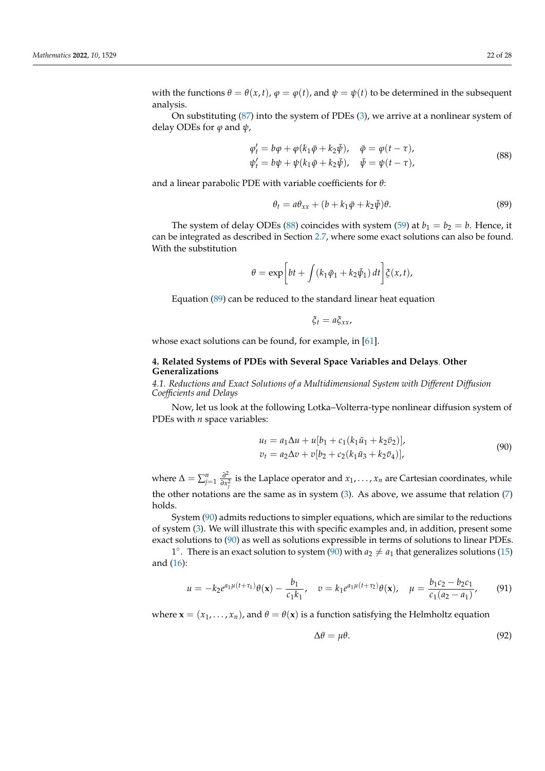with the functions $\theta = \theta(x,t)$, $\varphi = \varphi(t)$, and $\psi = \psi(t)$ to be determined in the subsequent analysis.

On substituting (87) into the system of PDEs (3), we arrive at a nonlinear system of delay ODEs for $\varphi$ and $\psi$,

$$\begin{aligned} \varphi'_t &= b\varphi + \varphi(k_1\bar{\varphi} + k_2\bar{\psi}), \quad \bar{\varphi} = \varphi(t-\tau), \\ \psi'_t &= b\psi + \psi(k_1\bar{\varphi} + k_2\bar{\psi}), \quad \bar{\psi} = \psi(t-\tau), \end{aligned} \tag{88}$$

and a linear parabolic PDE with variable coefficients for $\theta$:

$$\theta_t = a\theta_{xx} + (b + k_1\bar{\varphi} + k_2\bar{\psi})\theta. \tag{89}$$

The system of delay ODEs (88) coincides with system (59) at $b_1 = b_2 = b$. Hence, it can be integrated as described in Section 2.7, where some exact solutions can also be found. With the substitution

$$\theta = \exp\left[bt + \int (k_1\bar{\varphi}_1 + k_2\bar{\psi}_1)\,dt\right]\xi(x,t),$$

Equation (89) can be reduced to the standard linear heat equation

$$\xi_t = a\xi_{xx},$$

whose exact solutions can be found, for example, in [61].

## 4. Related Systems of PDEs with Several Space Variables and Delays. Other Generalizations

### *4.1. Reductions and Exact Solutions of a Multidimensional System with Different Diffusion Coefficients and Delays*

Now, let us look at the following Lotka–Volterra-type nonlinear diffusion system of PDEs with $n$ space variables:

$$\begin{aligned} u_t &= a_1\Delta u + u[b_1 + c_1(k_1\bar{u}_1 + k_2\bar{v}_2)], \\ v_t &= a_2\Delta v + v[b_2 + c_2(k_1\bar{u}_3 + k_2\bar{v}_4)], \end{aligned} \tag{90}$$

where $\Delta = \sum_{j=1}^{n} \frac{\partial^2}{\partial x_j^2}$ is the Laplace operator and $x_1, \dots, x_n$ are Cartesian coordinates, while the other notations are the same as in system (3). As above, we assume that relation (7) holds.

System (90) admits reductions to simpler equations, which are similar to the reductions of system (3). We will illustrate this with specific examples and, in addition, present some exact solutions to (90) as well as solutions expressible in terms of solutions to linear PDEs.

$1^\circ$. There is an exact solution to system (90) with $a_2 \neq a_1$ that generalizes solutions (15) and (16):

$$u = -k_2 e^{a_1\mu(t+\tau_1)}\theta(\mathbf{x}) - \frac{b_1}{c_1 k_1}, \quad v = k_1 e^{a_1\mu(t+\tau_2)}\theta(\mathbf{x}), \quad \mu = \frac{b_1c_2 - b_2c_1}{c_1(a_2 - a_1)}, \tag{91}$$

where $\mathbf{x} = (x_1, \dots, x_n)$, and $\theta = \theta(\mathbf{x})$ is a function satisfying the Helmholtz equation

$$\Delta\theta = \mu\theta. \tag{92}$$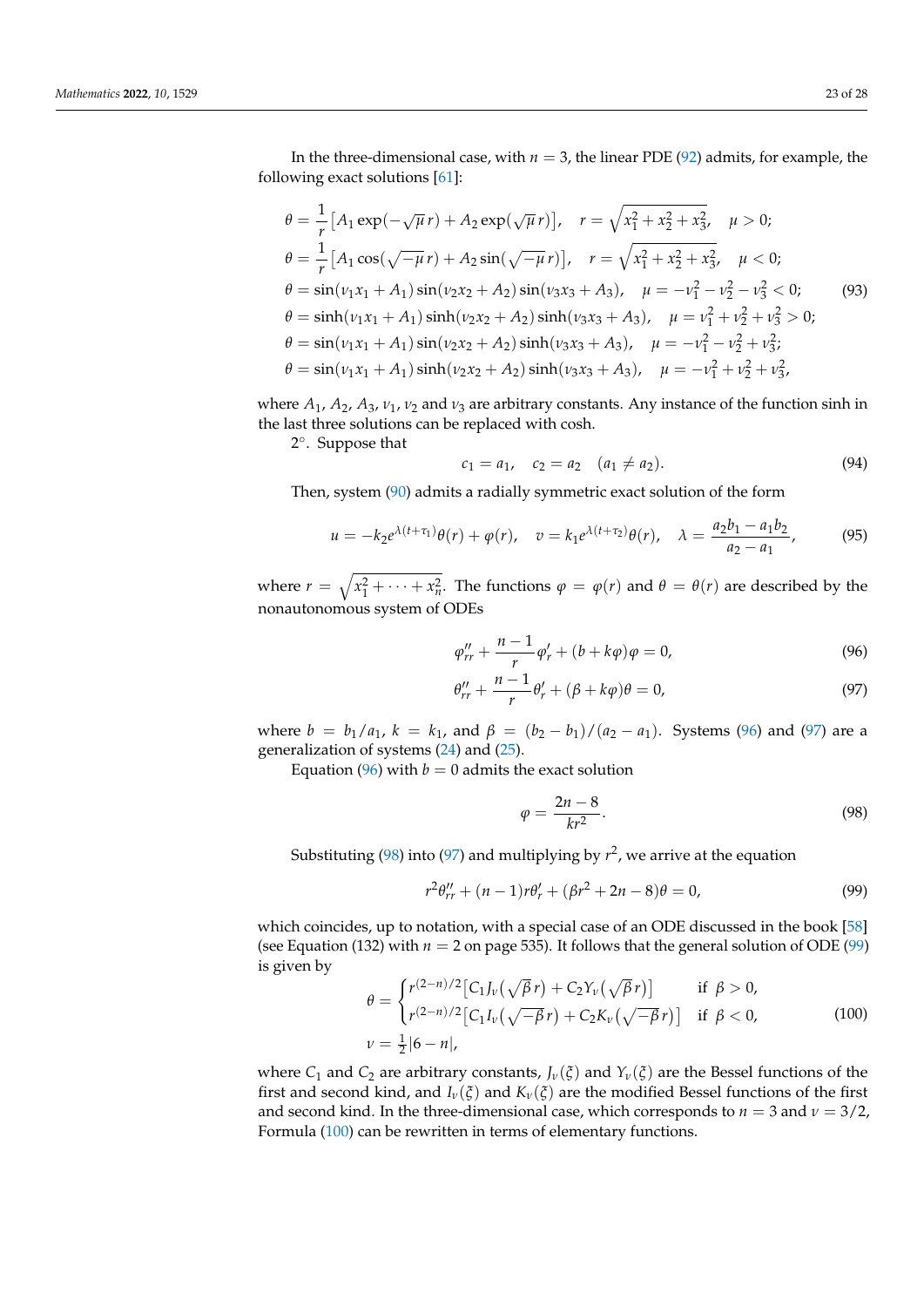In the three-dimensional case, with $n = 3$, the linear PDE (92) admits, for example, the following exact solutions [61]:

$$
\begin{aligned}
&\theta = \frac{1}{r}\big[A_1 \exp(-\sqrt{\mu}\, r) + A_2 \exp(\sqrt{\mu}\, r)\big], \quad r = \sqrt{x_1^2 + x_2^2 + x_3^2}, \quad \mu > 0; \\
&\theta = \frac{1}{r}\big[A_1 \cos(\sqrt{-\mu}\, r) + A_2 \sin(\sqrt{-\mu}\, r)\big], \quad r = \sqrt{x_1^2 + x_2^2 + x_3^2}, \quad \mu < 0; \\
&\theta = \sin(\nu_1 x_1 + A_1)\sin(\nu_2 x_2 + A_2)\sin(\nu_3 x_3 + A_3), \quad \mu = -\nu_1^2 - \nu_2^2 - \nu_3^2 < 0; \\
&\theta = \sinh(\nu_1 x_1 + A_1)\sinh(\nu_2 x_2 + A_2)\sinh(\nu_3 x_3 + A_3), \quad \mu = \nu_1^2 + \nu_2^2 + \nu_3^2 > 0; \\
&\theta = \sin(\nu_1 x_1 + A_1)\sin(\nu_2 x_2 + A_2)\sinh(\nu_3 x_3 + A_3), \quad \mu = -\nu_1^2 - \nu_2^2 + \nu_3^2; \\
&\theta = \sin(\nu_1 x_1 + A_1)\sinh(\nu_2 x_2 + A_2)\sinh(\nu_3 x_3 + A_3), \quad \mu = -\nu_1^2 + \nu_2^2 + \nu_3^2,
\end{aligned}
\tag{93}
$$

where $A_1$, $A_2$, $A_3$, $\nu_1$, $\nu_2$ and $\nu_3$ are arbitrary constants. Any instance of the function sinh in the last three solutions can be replaced with cosh.

$2^\circ$. Suppose that

$$
c_1 = a_1, \quad c_2 = a_2 \quad (a_1 \neq a_2). \tag{94}
$$

Then, system (90) admits a radially symmetric exact solution of the form

$$
u = -k_2 e^{\lambda(t+\tau_1)}\theta(r) + \varphi(r), \quad v = k_1 e^{\lambda(t+\tau_2)}\theta(r), \quad \lambda = \frac{a_2 b_1 - a_1 b_2}{a_2 - a_1}, \tag{95}
$$

where $r = \sqrt{x_1^2 + \cdots + x_n^2}$. The functions $\varphi = \varphi(r)$ and $\theta = \theta(r)$ are described by the nonautonomous system of ODEs

$$
\varphi''_{rr} + \frac{n-1}{r}\varphi'_r + (b + k\varphi)\varphi = 0, \tag{96}
$$

$$
\theta''_{rr} + \frac{n-1}{r}\theta'_r + (\beta + k\varphi)\theta = 0, \tag{97}
$$

where $b = b_1/a_1$, $k = k_1$, and $\beta = (b_2 - b_1)/(a_2 - a_1)$. Systems (96) and (97) are a generalization of systems (24) and (25).

Equation (96) with $b = 0$ admits the exact solution

$$
\varphi = \frac{2n - 8}{kr^2}. \tag{98}
$$

Substituting (98) into (97) and multiplying by $r^2$, we arrive at the equation

$$
r^2\theta''_{rr} + (n-1)r\theta'_r + (\beta r^2 + 2n - 8)\theta = 0, \tag{99}
$$

which coincides, up to notation, with a special case of an ODE discussed in the book [58] (see Equation (132) with $n = 2$ on page 535). It follows that the general solution of ODE (99) is given by

$$
\begin{aligned}
&\theta = \begin{cases} r^{(2-n)/2}\big[C_1 J_\nu(\sqrt{\beta}\, r) + C_2 Y_\nu(\sqrt{\beta}\, r)\big] & \text{if } \beta > 0, \\ r^{(2-n)/2}\big[C_1 I_\nu(\sqrt{-\beta}\, r) + C_2 K_\nu(\sqrt{-\beta}\, r)\big] & \text{if } \beta < 0, \end{cases} \\
&\nu = \tfrac{1}{2}|6 - n|,
\end{aligned}
\tag{100}
$$

where $C_1$ and $C_2$ are arbitrary constants, $J_\nu(\xi)$ and $Y_\nu(\xi)$ are the Bessel functions of the first and second kind, and $I_\nu(\xi)$ and $K_\nu(\xi)$ are the modified Bessel functions of the first and second kind. In the three-dimensional case, which corresponds to $n = 3$ and $\nu = 3/2$, Formula (100) can be rewritten in terms of elementary functions.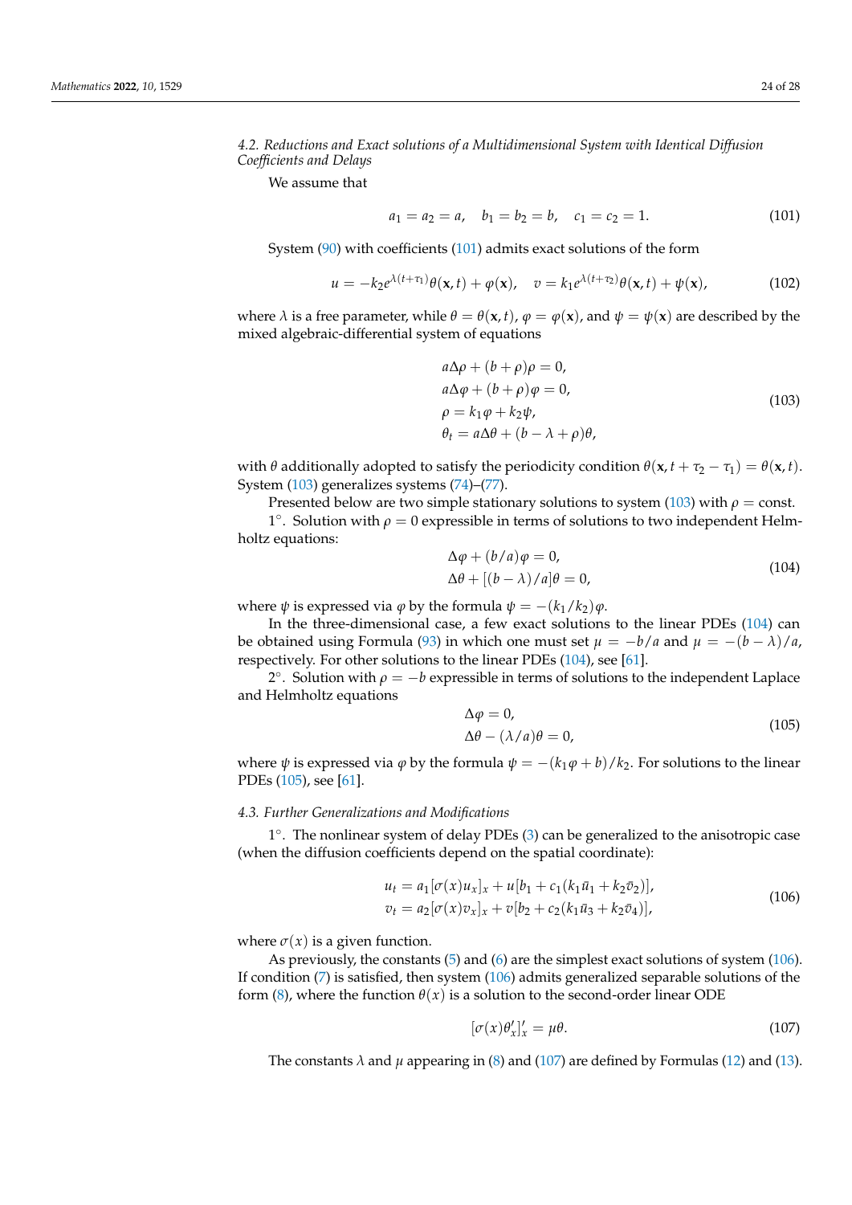### 4.2. Reductions and Exact solutions of a Multidimensional System with Identical Diffusion Coefficients and Delays

We assume that

$$a_1 = a_2 = a, \quad b_1 = b_2 = b, \quad c_1 = c_2 = 1. \tag{101}$$

System (90) with coefficients (101) admits exact solutions of the form

$$u = -k_2 e^{\lambda(t+\tau_1)}\theta(\mathbf{x}, t) + \varphi(\mathbf{x}), \quad v = k_1 e^{\lambda(t+\tau_2)}\theta(\mathbf{x}, t) + \psi(\mathbf{x}), \tag{102}$$

where $\lambda$ is a free parameter, while $\theta = \theta(\mathbf{x}, t)$, $\varphi = \varphi(\mathbf{x})$, and $\psi = \psi(\mathbf{x})$ are described by the mixed algebraic-differential system of equations

$$\begin{aligned}
&a\Delta\rho + (b + \rho)\rho = 0,\\
&a\Delta\varphi + (b + \rho)\varphi = 0,\\
&\rho = k_1\varphi + k_2\psi,\\
&\theta_t = a\Delta\theta + (b - \lambda + \rho)\theta,
\end{aligned} \tag{103}$$

with $\theta$ additionally adopted to satisfy the periodicity condition $\theta(\mathbf{x}, t + \tau_2 - \tau_1) = \theta(\mathbf{x}, t)$. System (103) generalizes systems (74)–(77).

Presented below are two simple stationary solutions to system (103) with $\rho = \text{const}$.

$1^\circ$. Solution with $\rho = 0$ expressible in terms of solutions to two independent Helmholtz equations:

$$\begin{aligned}
&\Delta\varphi + (b/a)\varphi = 0,\\
&\Delta\theta + [(b - \lambda)/a]\theta = 0,
\end{aligned} \tag{104}$$

where $\psi$ is expressed via $\varphi$ by the formula $\psi = -(k_1/k_2)\varphi$.

In the three-dimensional case, a few exact solutions to the linear PDEs (104) can be obtained using Formula (93) in which one must set $\mu = -b/a$ and $\mu = -(b - \lambda)/a$, respectively. For other solutions to the linear PDEs (104), see [61].

$2^\circ$. Solution with $\rho = -b$ expressible in terms of solutions to the independent Laplace and Helmholtz equations

$$\begin{aligned}
&\Delta\varphi = 0,\\
&\Delta\theta - (\lambda/a)\theta = 0,
\end{aligned} \tag{105}$$

where $\psi$ is expressed via $\varphi$ by the formula $\psi = -(k_1\varphi + b)/k_2$. For solutions to the linear PDEs (105), see [61].

### 4.3. Further Generalizations and Modifications

$1^\circ$. The nonlinear system of delay PDEs (3) can be generalized to the anisotropic case (when the diffusion coefficients depend on the spatial coordinate):

$$\begin{aligned}
&u_t = a_1[\sigma(x)u_x]_x + u[b_1 + c_1(k_1\bar{u}_1 + k_2\bar{v}_2)],\\
&v_t = a_2[\sigma(x)v_x]_x + v[b_2 + c_2(k_1\bar{u}_3 + k_2\bar{v}_4)],
\end{aligned} \tag{106}$$

where $\sigma(x)$ is a given function.

As previously, the constants (5) and (6) are the simplest exact solutions of system (106). If condition (7) is satisfied, then system (106) admits generalized separable solutions of the form (8), where the function $\theta(x)$ is a solution to the second-order linear ODE

$$[\sigma(x)\theta'_x]'_x = \mu\theta. \tag{107}$$

The constants $\lambda$ and $\mu$ appearing in (8) and (107) are defined by Formulas (12) and (13).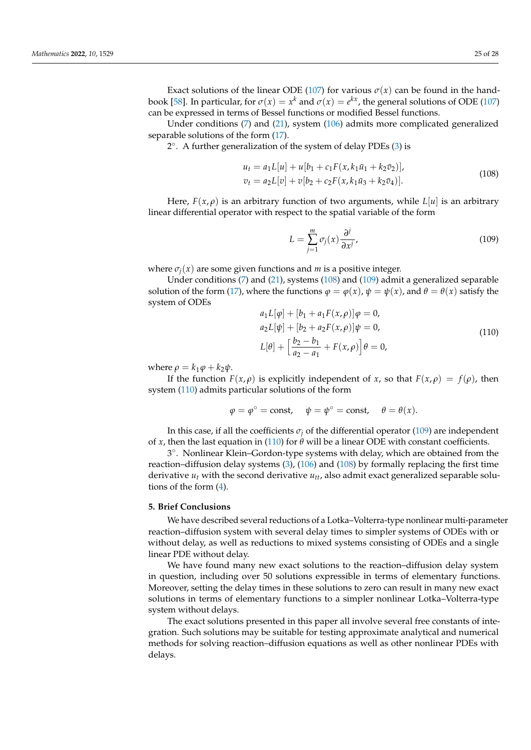Exact solutions of the linear ODE (107) for various $\sigma(x)$ can be found in the handbook [58]. In particular, for $\sigma(x) = x^k$ and $\sigma(x) = e^{kx}$, the general solutions of ODE (107) can be expressed in terms of Bessel functions or modified Bessel functions.

Under conditions (7) and (21), system (106) admits more complicated generalized separable solutions of the form (17).

2°. A further generalization of the system of delay PDEs (3) is

$$
\begin{aligned}
u_t &= a_1 L[u] + u[b_1 + c_1 F(x, k_1\bar{u}_1 + k_2\bar{v}_2)],\\
v_t &= a_2 L[v] + v[b_2 + c_2 F(x, k_1\bar{u}_3 + k_2\bar{v}_4)].
\end{aligned}
\tag{108}
$$

Here, $F(x, \rho)$ is an arbitrary function of two arguments, while $L[u]$ is an arbitrary linear differential operator with respect to the spatial variable of the form

$$
L = \sum_{j=1}^{m} \sigma_j(x) \frac{\partial^j}{\partial x^j},
\tag{109}
$$

where $\sigma_j(x)$ are some given functions and $m$ is a positive integer.

Under conditions (7) and (21), systems (108) and (109) admit a generalized separable solution of the form (17), where the functions $\varphi = \varphi(x)$, $\psi = \psi(x)$, and $\theta = \theta(x)$ satisfy the system of ODEs

$$
\begin{aligned}
&a_1 L[\varphi] + [b_1 + a_1 F(x, \rho)]\varphi = 0,\\
&a_2 L[\psi] + [b_2 + a_2 F(x, \rho)]\psi = 0,\\
&L[\theta] + \Big[\frac{b_2 - b_1}{a_2 - a_1} + F(x, \rho)\Big]\theta = 0,
\end{aligned}
\tag{110}
$$

where $\rho = k_1\varphi + k_2\psi$.

If the function $F(x, \rho)$ is explicitly independent of $x$, so that $F(x, \rho) = f(\rho)$, then system (110) admits particular solutions of the form

$$
\varphi = \varphi^\circ = \text{const}, \quad \psi = \psi^\circ = \text{const}, \quad \theta = \theta(x).
$$

In this case, if all the coefficients $\sigma_j$ of the differential operator (109) are independent of $x$, then the last equation in (110) for $\theta$ will be a linear ODE with constant coefficients.

3°. Nonlinear Klein–Gordon-type systems with delay, which are obtained from the reaction–diffusion delay systems (3), (106) and (108) by formally replacing the first time derivative $u_t$ with the second derivative $u_{tt}$, also admit exact generalized separable solutions of the form (4).

## 5. Brief Conclusions

We have described several reductions of a Lotka–Volterra-type nonlinear multi-parameter reaction–diffusion system with several delay times to simpler systems of ODEs with or without delay, as well as reductions to mixed systems consisting of ODEs and a single linear PDE without delay.

We have found many new exact solutions to the reaction–diffusion delay system in question, including over 50 solutions expressible in terms of elementary functions. Moreover, setting the delay times in these solutions to zero can result in many new exact solutions in terms of elementary functions to a simpler nonlinear Lotka–Volterra-type system without delays.

The exact solutions presented in this paper all involve several free constants of integration. Such solutions may be suitable for testing approximate analytical and numerical methods for solving reaction–diffusion equations as well as other nonlinear PDEs with delays.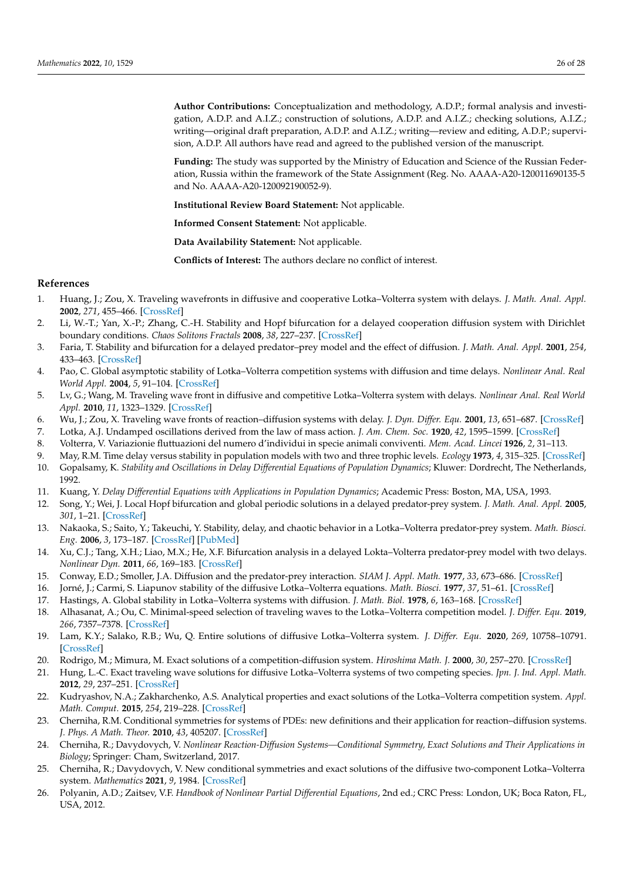**Author Contributions:** Conceptualization and methodology, A.D.P.; formal analysis and investigation, A.D.P. and A.I.Z.; construction of solutions, A.D.P. and A.I.Z.; checking solutions, A.I.Z.; writing—original draft preparation, A.D.P. and A.I.Z.; writing—review and editing, A.D.P.; supervision, A.D.P. All authors have read and agreed to the published version of the manuscript.

**Funding:** The study was supported by the Ministry of Education and Science of the Russian Federation, Russia within the framework of the State Assignment (Reg. No. AAAA-A20-120011690135-5 and No. AAAA-A20-120092190052-9).

**Institutional Review Board Statement:** Not applicable.

**Informed Consent Statement:** Not applicable.

**Data Availability Statement:** Not applicable.

**Conflicts of Interest:** The authors declare no conflict of interest.

## References

1. Huang, J.; Zou, X. Traveling wavefronts in diffusive and cooperative Lotka–Volterra system with delays. *J. Math. Anal. Appl.* **2002**, *271*, 455–466. [CrossRef]
2. Li, W.-T.; Yan, X.-P.; Zhang, C.-H. Stability and Hopf bifurcation for a delayed cooperation diffusion system with Dirichlet boundary conditions. *Chaos Solitons Fractals* **2008**, *38*, 227–237. [CrossRef]
3. Faria, T. Stability and bifurcation for a delayed predator–prey model and the effect of diffusion. *J. Math. Anal. Appl.* **2001**, *254*, 433–463. [CrossRef]
4. Pao, C. Global asymptotic stability of Lotka–Volterra competition systems with diffusion and time delays. *Nonlinear Anal. Real World Appl.* **2004**, *5*, 91–104. [CrossRef]
5. Lv, G.; Wang, M. Traveling wave front in diffusive and competitive Lotka–Volterra system with delays. *Nonlinear Anal. Real World Appl.* **2010**, *11*, 1323–1329. [CrossRef]
6. Wu, J.; Zou, X. Traveling wave fronts of reaction–diffusion systems with delay. *J. Dyn. Differ. Equ.* **2001**, *13*, 651–687. [CrossRef]
7. Lotka, A.J. Undamped oscillations derived from the law of mass action. *J. Am. Chem. Soc.* **1920**, *42*, 1595–1599. [CrossRef]
8. Volterra, V. Variazionie fluttuazioni del numero d'individui in specie animali conviventi. *Mem. Acad. Lincei* **1926**, *2*, 31–113.
9. May, R.M. Time delay versus stability in population models with two and three trophic levels. *Ecology* **1973**, *4*, 315–325. [CrossRef]
10. Gopalsamy, K. *Stability and Oscillations in Delay Differential Equations of Population Dynamics*; Kluwer: Dordrecht, The Netherlands, 1992.
11. Kuang, Y. *Delay Differential Equations with Applications in Population Dynamics*; Academic Press: Boston, MA, USA, 1993.
12. Song, Y.; Wei, J. Local Hopf bifurcation and global periodic solutions in a delayed predator-prey system. *J. Math. Anal. Appl.* **2005**, *301*, 1–21. [CrossRef]
13. Nakaoka, S.; Saito, Y.; Takeuchi, Y. Stability, delay, and chaotic behavior in a Lotka–Volterra predator-prey system. *Math. Biosci. Eng.* **2006**, *3*, 173–187. [CrossRef] [PubMed]
14. Xu, C.J.; Tang, X.H.; Liao, M.X.; He, X.F. Bifurcation analysis in a delayed Lokta–Volterra predator-prey model with two delays. *Nonlinear Dyn.* **2011**, *66*, 169–183. [CrossRef]
15. Conway, E.D.; Smoller, J.A. Diffusion and the predator-prey interaction. *SIAM J. Appl. Math.* **1977**, *33*, 673–686. [CrossRef]
16. Jorné, J.; Carmi, S. Liapunov stability of the diffusive Lotka–Volterra equations. *Math. Biosci.* **1977**, *37*, 51–61. [CrossRef]
17. Hastings, A. Global stability in Lotka–Volterra systems with diffusion. *J. Math. Biol.* **1978**, *6*, 163–168. [CrossRef]
18. Alhasanat, A.; Ou, C. Minimal-speed selection of traveling waves to the Lotka–Volterra competition model. *J. Differ. Equ.* **2019**, *266*, 7357–7378. [CrossRef]
19. Lam, K.Y.; Salako, R.B.; Wu, Q. Entire solutions of diffusive Lotka–Volterra system. *J. Differ. Equ.* **2020**, *269*, 10758–10791. [CrossRef]
20. Rodrigo, M.; Mimura, M. Exact solutions of a competition-diffusion system. *Hiroshima Math. J.* **2000**, *30*, 257–270. [CrossRef]
21. Hung, L.-C. Exact traveling wave solutions for diffusive Lotka–Volterra systems of two competing species. *Jpn. J. Ind. Appl. Math.* **2012**, *29*, 237–251. [CrossRef]
22. Kudryashov, N.A.; Zakharchenko, A.S. Analytical properties and exact solutions of the Lotka–Volterra competition system. *Appl. Math. Comput.* **2015**, *254*, 219–228. [CrossRef]
23. Cherniha, R.M. Conditional symmetries for systems of PDEs: new definitions and their application for reaction–diffusion systems. *J. Phys. A Math. Theor.* **2010**, *43*, 405207. [CrossRef]
24. Cherniha, R.; Davydovych, V. *Nonlinear Reaction-Diffusion Systems—Conditional Symmetry, Exact Solutions and Their Applications in Biology*; Springer: Cham, Switzerland, 2017.
25. Cherniha, R.; Davydovych, V. New conditional symmetries and exact solutions of the diffusive two-component Lotka–Volterra system. *Mathematics* **2021**, *9*, 1984. [CrossRef]
26. Polyanin, A.D.; Zaitsev, V.F. *Handbook of Nonlinear Partial Differential Equations*, 2nd ed.; CRC Press: London, UK; Boca Raton, FL, USA, 2012.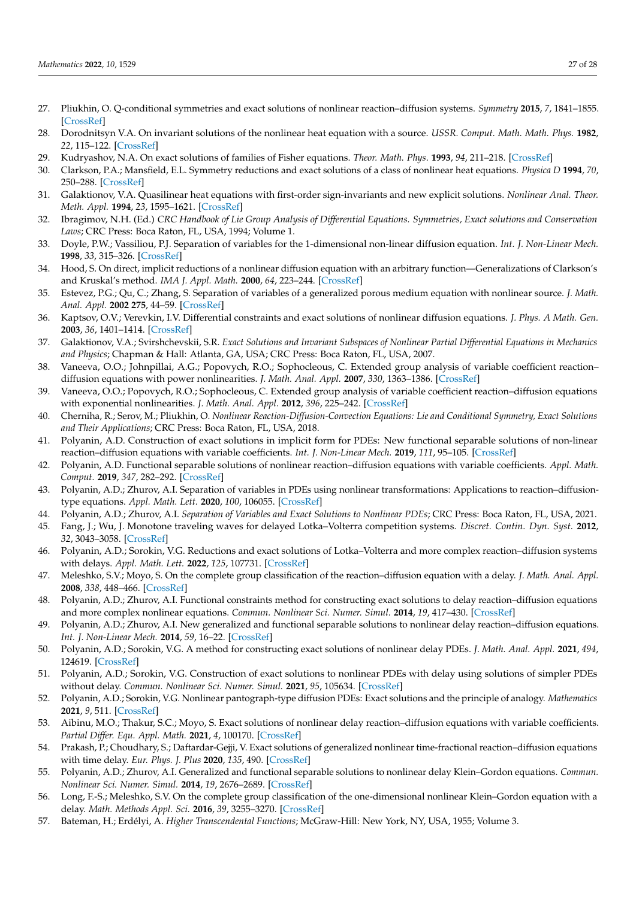27. Pliukhin, O. Q-conditional symmetries and exact solutions of nonlinear reaction–diffusion systems. *Symmetry* **2015**, *7*, 1841–1855. [CrossRef]
28. Dorodnitsyn V.A. On invariant solutions of the nonlinear heat equation with a source. *USSR. Comput. Math. Math. Phys.* **1982**, *22*, 115–122. [CrossRef]
29. Kudryashov, N.A. On exact solutions of families of Fisher equations. *Theor. Math. Phys.* **1993**, *94*, 211–218. [CrossRef]
30. Clarkson, P.A.; Mansfield, E.L. Symmetry reductions and exact solutions of a class of nonlinear heat equations. *Physica D* **1994**, *70*, 250–288. [CrossRef]
31. Galaktionov, V.A. Quasilinear heat equations with first-order sign-invariants and new explicit solutions. *Nonlinear Anal. Theor. Meth. Appl.* **1994**, *23*, 1595–1621. [CrossRef]
32. Ibragimov, N.H. (Ed.) *CRC Handbook of Lie Group Analysis of Differential Equations. Symmetries, Exact solutions and Conservation Laws*; CRC Press: Boca Raton, FL, USA, 1994; Volume 1.
33. Doyle, P.W.; Vassiliou, P.J. Separation of variables for the 1-dimensional non-linear diffusion equation. *Int. J. Non-Linear Mech.* **1998**, *33*, 315–326. [CrossRef]
34. Hood, S. On direct, implicit reductions of a nonlinear diffusion equation with an arbitrary function—Generalizations of Clarkson's and Kruskal's method. *IMA J. Appl. Math.* **2000**, *64*, 223–244. [CrossRef]
35. Estevez, P.G.; Qu, C.; Zhang, S. Separation of variables of a generalized porous medium equation with nonlinear source. *J. Math. Anal. Appl.* **2002** *275*, 44–59. [CrossRef]
36. Kaptsov, O.V.; Verevkin, I.V. Differential constraints and exact solutions of nonlinear diffusion equations. *J. Phys. A Math. Gen.* **2003**, *36*, 1401–1414. [CrossRef]
37. Galaktionov, V.A.; Svirshchevskii, S.R. *Exact Solutions and Invariant Subspaces of Nonlinear Partial Differential Equations in Mechanics and Physics*; Chapman & Hall: Atlanta, GA, USA; CRC Press: Boca Raton, FL, USA, 2007.
38. Vaneeva, O.O.; Johnpillai, A.G.; Popovych, R.O.; Sophocleous, C. Extended group analysis of variable coefficient reaction–diffusion equations with power nonlinearities. *J. Math. Anal. Appl.* **2007**, *330*, 1363–1386. [CrossRef]
39. Vaneeva, O.O.; Popovych, R.O.; Sophocleous, C. Extended group analysis of variable coefficient reaction–diffusion equations with exponential nonlinearities. *J. Math. Anal. Appl.* **2012**, *396*, 225–242. [CrossRef]
40. Cherniha, R.; Serov, M.; Pliukhin, O. *Nonlinear Reaction-Diffusion-Convection Equations: Lie and Conditional Symmetry, Exact Solutions and Their Applications*; CRC Press: Boca Raton, FL, USA, 2018.
41. Polyanin, A.D. Construction of exact solutions in implicit form for PDEs: New functional separable solutions of non-linear reaction–diffusion equations with variable coefficients. *Int. J. Non-Linear Mech.* **2019**, *111*, 95–105. [CrossRef]
42. Polyanin, A.D. Functional separable solutions of nonlinear reaction–diffusion equations with variable coefficients. *Appl. Math. Comput.* **2019**, *347*, 282–292. [CrossRef]
43. Polyanin, A.D.; Zhurov, A.I. Separation of variables in PDEs using nonlinear transformations: Applications to reaction–diffusion-type equations. *Appl. Math. Lett.* **2020**, *100*, 106055. [CrossRef]
44. Polyanin, A.D.; Zhurov, A.I. *Separation of Variables and Exact Solutions to Nonlinear PDEs*; CRC Press: Boca Raton, FL, USA, 2021.
45. Fang, J.; Wu, J. Monotone traveling waves for delayed Lotka–Volterra competition systems. *Discret. Contin. Dyn. Syst.* **2012**, *32*, 3043–3058. [CrossRef]
46. Polyanin, A.D.; Sorokin, V.G. Reductions and exact solutions of Lotka–Volterra and more complex reaction–diffusion systems with delays. *Appl. Math. Lett.* **2022**, *125*, 107731. [CrossRef]
47. Meleshko, S.V.; Moyo, S. On the complete group classification of the reaction–diffusion equation with a delay. *J. Math. Anal. Appl.* **2008**, *338*, 448–466. [CrossRef]
48. Polyanin, A.D.; Zhurov, A.I. Functional constraints method for constructing exact solutions to delay reaction–diffusion equations and more complex nonlinear equations. *Commun. Nonlinear Sci. Numer. Simul.* **2014**, *19*, 417–430. [CrossRef]
49. Polyanin, A.D.; Zhurov, A.I. New generalized and functional separable solutions to nonlinear delay reaction–diffusion equations. *Int. J. Non-Linear Mech.* **2014**, *59*, 16–22. [CrossRef]
50. Polyanin, A.D.; Sorokin, V.G. A method for constructing exact solutions of nonlinear delay PDEs. *J. Math. Anal. Appl.* **2021**, *494*, 124619. [CrossRef]
51. Polyanin, A.D.; Sorokin, V.G. Construction of exact solutions to nonlinear PDEs with delay using solutions of simpler PDEs without delay. *Commun. Nonlinear Sci. Numer. Simul.* **2021**, *95*, 105634. [CrossRef]
52. Polyanin, A.D.; Sorokin, V.G. Nonlinear pantograph-type diffusion PDEs: Exact solutions and the principle of analogy. *Mathematics* **2021**, *9*, 511. [CrossRef]
53. Aibinu, M.O.; Thakur, S.C.; Moyo, S. Exact solutions of nonlinear delay reaction–diffusion equations with variable coefficients. *Partial Differ. Equ. Appl. Math.* **2021**, *4*, 100170. [CrossRef]
54. Prakash, P.; Choudhary, S.; Daftardar-Gejji, V. Exact solutions of generalized nonlinear time-fractional reaction–diffusion equations with time delay. *Eur. Phys. J. Plus* **2020**, *135*, 490. [CrossRef]
55. Polyanin, A.D.; Zhurov, A.I. Generalized and functional separable solutions to nonlinear delay Klein–Gordon equations. *Commun. Nonlinear Sci. Numer. Simul.* **2014**, *19*, 2676–2689. [CrossRef]
56. Long, F.-S.; Meleshko, S.V. On the complete group classification of the one-dimensional nonlinear Klein–Gordon equation with a delay. *Math. Methods Appl. Sci.* **2016**, *39*, 3255–3270. [CrossRef]
57. Bateman, H.; Erdélyi, A. *Higher Transcendental Functions*; McGraw-Hill: New York, NY, USA, 1955; Volume 3.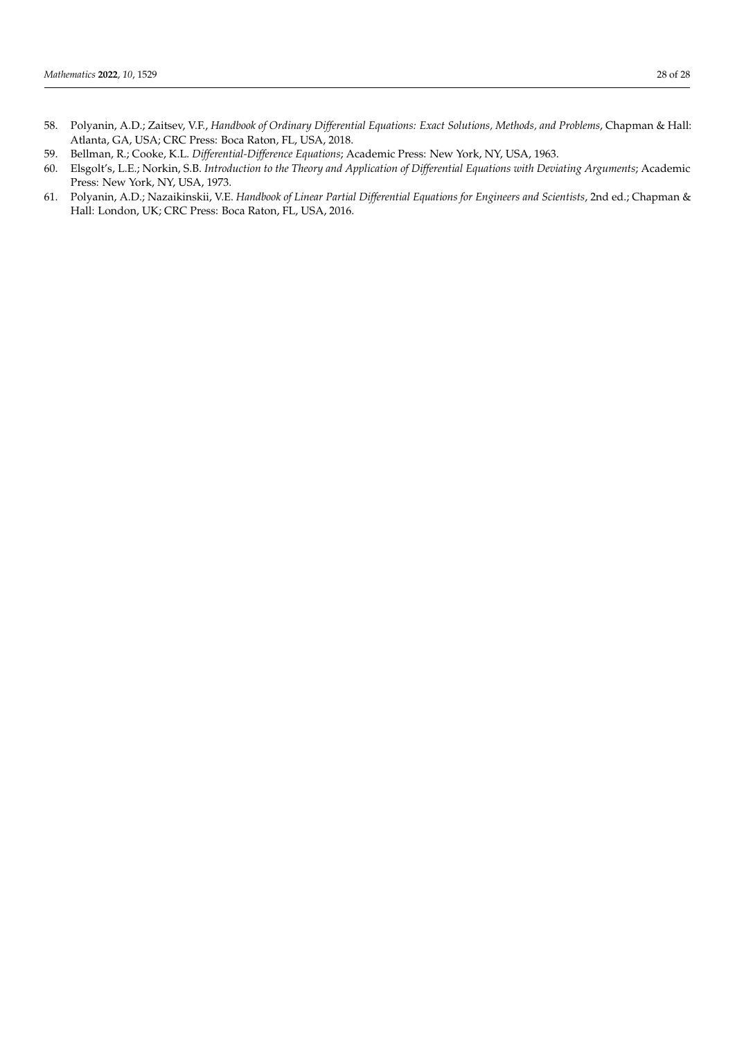58. Polyanin, A.D.; Zaitsev, V.F., *Handbook of Ordinary Differential Equations: Exact Solutions, Methods, and Problems*, Chapman & Hall: Atlanta, GA, USA; CRC Press: Boca Raton, FL, USA, 2018.
59. Bellman, R.; Cooke, K.L. *Differential-Difference Equations*; Academic Press: New York, NY, USA, 1963.
60. Elsgolt's, L.E.; Norkin, S.B. *Introduction to the Theory and Application of Differential Equations with Deviating Arguments*; Academic Press: New York, NY, USA, 1973.
61. Polyanin, A.D.; Nazaikinskii, V.E. *Handbook of Linear Partial Differential Equations for Engineers and Scientists*, 2nd ed.; Chapman & Hall: London, UK; CRC Press: Boca Raton, FL, USA, 2016.